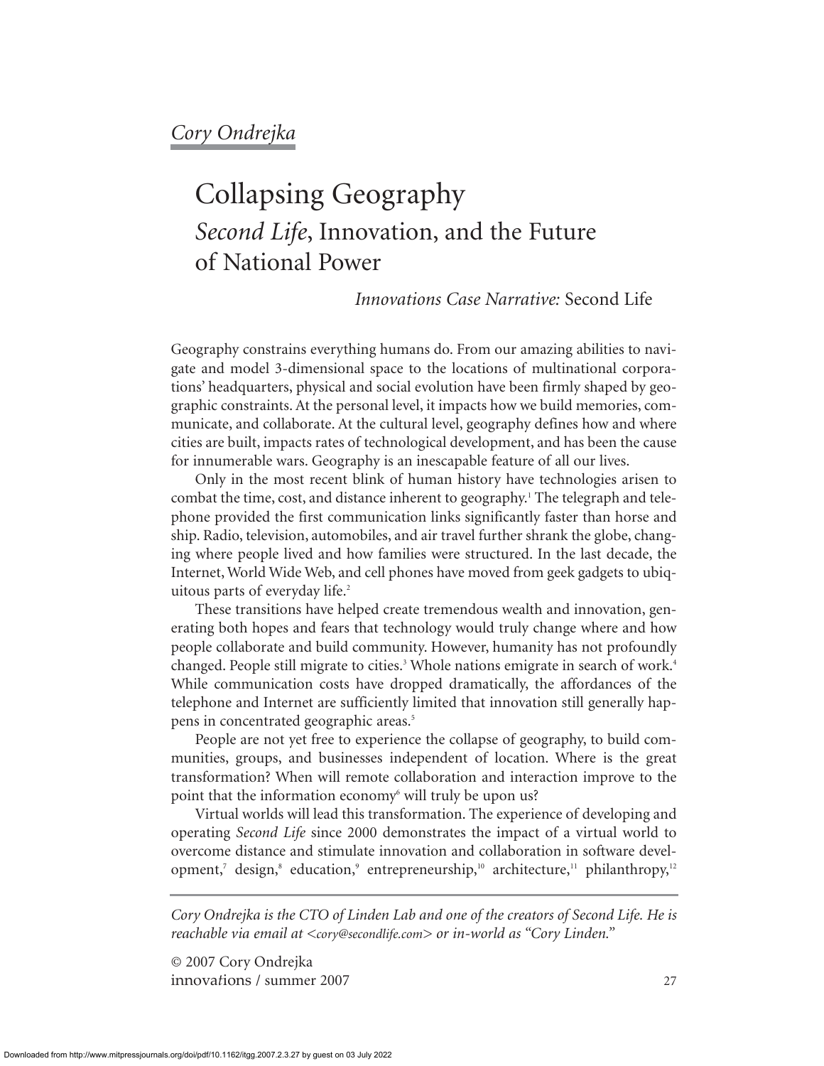*Cory Ondrejka*

# Collapsing Geography

## *Second Life*, Innovation, and the Future of National Power

*Innovations Case Narrative:* Second Life

Geography constrains everything humans do. From our amazing abilities to navigate and model 3-dimensional space to the locations of multinational corporations' headquarters, physical and social evolution have been firmly shaped by geographic constraints. At the personal level, it impacts how we build memories, communicate, and collaborate. At the cultural level, geography defines how and where cities are built, impacts rates of technological development, and has been the cause for innumerable wars. Geography is an inescapable feature of all our lives.

Only in the most recent blink of human history have technologies arisen to combat the time, cost, and distance inherent to geography.[1] The telegraph and telephone provided the first communication links significantly faster than horse and ship. Radio, television, automobiles, and air travel further shrank the globe, changing where people lived and how families were structured. In the last decade, the Internet, World Wide Web, and cell phones have moved from geek gadgets to ubiquitous parts of everyday life.[2]

These transitions have helped create tremendous wealth and innovation, generating both hopes and fears that technology would truly change where and how people collaborate and build community. However, humanity has not profoundly changed. People still migrate to cities.[3] Whole nations emigrate in search of work.[4] While communication costs have dropped dramatically, the affordances of the telephone and Internet are sufficiently limited that innovation still generally happens in concentrated geographic areas.[5]

People are not yet free to experience the collapse of geography, to build communities, groups, and businesses independent of location. Where is the great transformation? When will remote collaboration and interaction improve to the point that the information economy[6] will truly be upon us?

Virtual worlds will lead this transformation. The experience of developing and operating *Second Life* since 2000 demonstrates the impact of a virtual world to overcome distance and stimulate innovation and collaboration in software development,[7] design,[8] education,[9] entrepreneurship,[10] architecture,[11] philanthropy,[12]

---

*Cory Ondrejka is the CTO of Linden Lab and one of the creators of Second Life. He is reachable via email at <cory@secondlife.com> or in-world as "Cory Linden."*

© 2007 Cory Ondrejka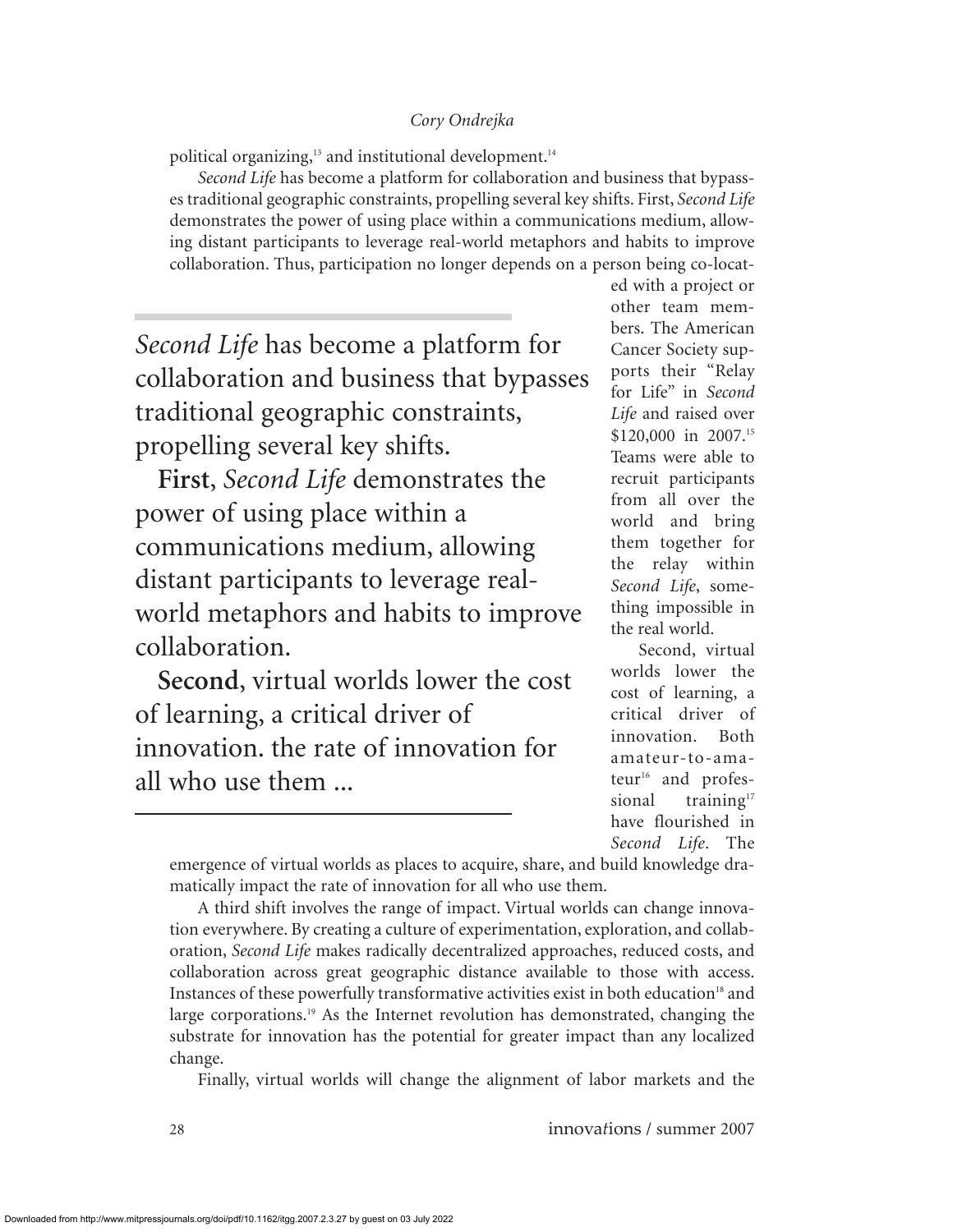political organizing,[13] and institutional development.[14]

*Second Life* has become a platform for collaboration and business that bypasses traditional geographic constraints, propelling several key shifts. First, *Second Life* demonstrates the power of using place within a communications medium, allowing distant participants to leverage real-world metaphors and habits to improve collaboration. Thus, participation no longer depends on a person being co-located with a project or other team members. The American Cancer Society supports their "Relay for Life" in *Second Life* and raised over $120,000 in 2007.[15] Teams were able to recruit participants from all over the world and bring them together for the relay within *Second Life*, something impossible in the real world.

> *Second Life* has become a platform for collaboration and business that bypasses traditional geographic constraints, propelling several key shifts.
>
> **First**, *Second Life* demonstrates the power of using place within a communications medium, allowing distant participants to leverage real-world metaphors and habits to improve collaboration.
>
> **Second**, virtual worlds lower the cost of learning, a critical driver of innovation. the rate of innovation for all who use them ...

Second, virtual worlds lower the cost of learning, a critical driver of innovation. Both amateur-to-amateur[16] and professional training[17] have flourished in *Second Life*. The emergence of virtual worlds as places to acquire, share, and build knowledge dramatically impact the rate of innovation for all who use them.

A third shift involves the range of impact. Virtual worlds can change innovation everywhere. By creating a culture of experimentation, exploration, and collaboration, *Second Life* makes radically decentralized approaches, reduced costs, and collaboration across great geographic distance available to those with access. Instances of these powerfully transformative activities exist in both education[18] and large corporations.[19] As the Internet revolution has demonstrated, changing the substrate for innovation has the potential for greater impact than any localized change.

Finally, virtual worlds will change the alignment of labor markets and the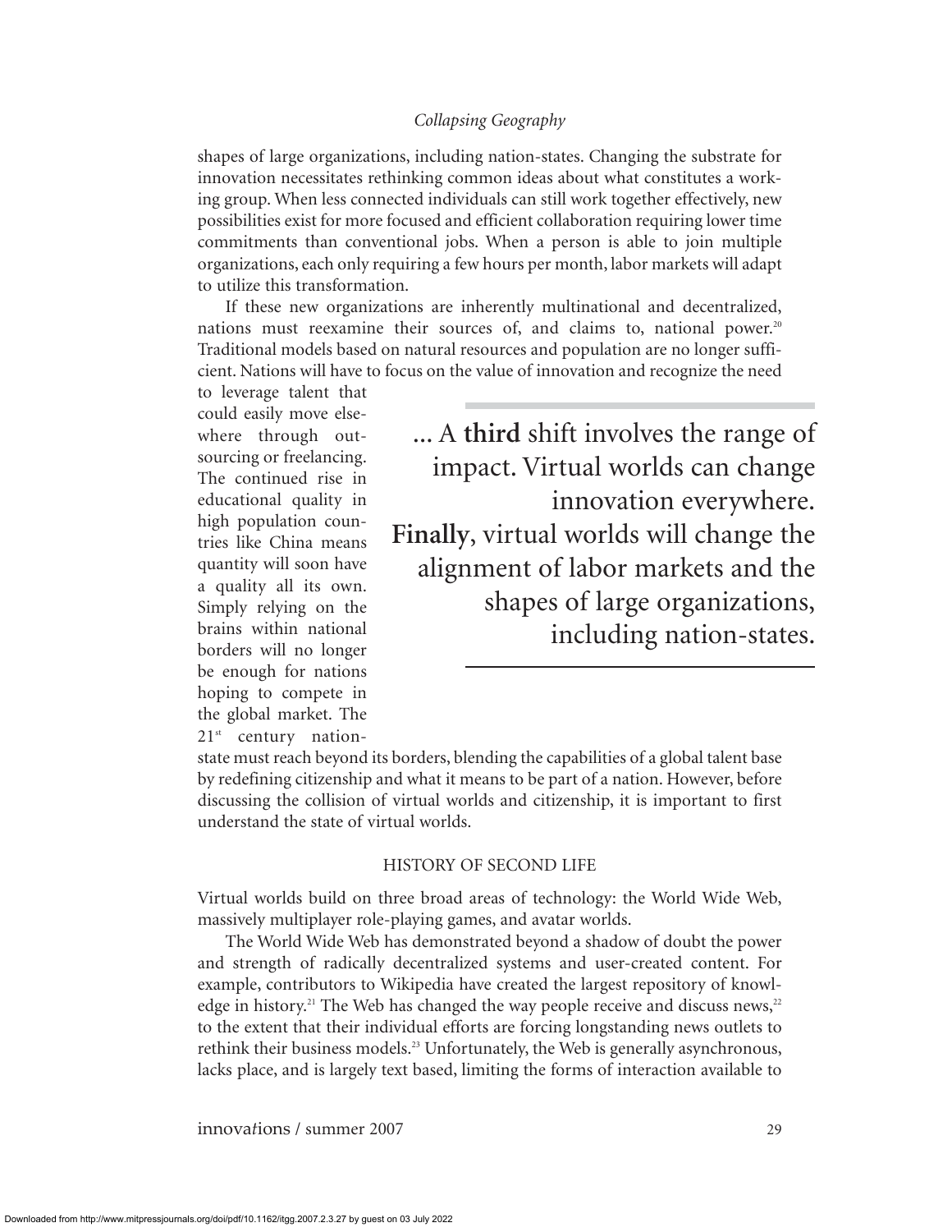shapes of large organizations, including nation-states. Changing the substrate for innovation necessitates rethinking common ideas about what constitutes a working group. When less connected individuals can still work together effectively, new possibilities exist for more focused and efficient collaboration requiring lower time commitments than conventional jobs. When a person is able to join multiple organizations, each only requiring a few hours per month, labor markets will adapt to utilize this transformation.

If these new organizations are inherently multinational and decentralized, nations must reexamine their sources of, and claims to, national power.[20] Traditional models based on natural resources and population are no longer sufficient. Nations will have to focus on the value of innovation and recognize the need to leverage talent that could easily move elsewhere through outsourcing or freelancing. The continued rise in educational quality in high population countries like China means quantity will soon have a quality all its own. Simply relying on the brains within national borders will no longer be enough for nations hoping to compete in the global market. The 21st century nation-state must reach beyond its borders, blending the capabilities of a global talent base by redefining citizenship and what it means to be part of a nation. However, before discussing the collision of virtual worlds and citizenship, it is important to first understand the state of virtual worlds.

> ... A **third** shift involves the range of impact. Virtual worlds can change innovation everywhere. **Finally**, virtual worlds will change the alignment of labor markets and the shapes of large organizations, including nation-states.

## HISTORY OF SECOND LIFE

Virtual worlds build on three broad areas of technology: the World Wide Web, massively multiplayer role-playing games, and avatar worlds.

The World Wide Web has demonstrated beyond a shadow of doubt the power and strength of radically decentralized systems and user-created content. For example, contributors to Wikipedia have created the largest repository of knowledge in history.[21] The Web has changed the way people receive and discuss news,[22] to the extent that their individual efforts are forcing longstanding news outlets to rethink their business models.[23] Unfortunately, the Web is generally asynchronous, lacks place, and is largely text based, limiting the forms of interaction available to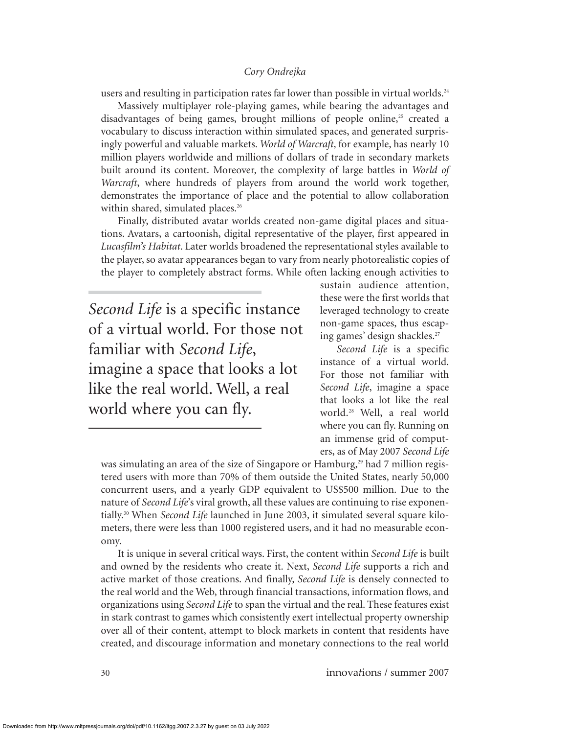users and resulting in participation rates far lower than possible in virtual worlds.[24]

Massively multiplayer role-playing games, while bearing the advantages and disadvantages of being games, brought millions of people online,[25] created a vocabulary to discuss interaction within simulated spaces, and generated surprisingly powerful and valuable markets. *World of Warcraft*, for example, has nearly 10 million players worldwide and millions of dollars of trade in secondary markets built around its content. Moreover, the complexity of large battles in *World of Warcraft*, where hundreds of players from around the world work together, demonstrates the importance of place and the potential to allow collaboration within shared, simulated places.[26]

Finally, distributed avatar worlds created non-game digital places and situations. Avatars, a cartoonish, digital representative of the player, first appeared in *Lucasfilm's Habitat*. Later worlds broadened the representational styles available to the player, so avatar appearances began to vary from nearly photorealistic copies of the player to completely abstract forms. While often lacking enough activities to sustain audience attention, these were the first worlds that leveraged technology to create non-game spaces, thus escaping games' design shackles.[27]

> *Second Life* is a specific instance of a virtual world. For those not familiar with *Second Life*, imagine a space that looks a lot like the real world. Well, a real world where you can fly.

*Second Life* is a specific instance of a virtual world. For those not familiar with *Second Life*, imagine a space that looks a lot like the real world.[28] Well, a real world where you can fly. Running on an immense grid of computers, as of May 2007 *Second Life* was simulating an area of the size of Singapore or Hamburg,[29] had 7 million registered users with more than 70% of them outside the United States, nearly 50,000 concurrent users, and a yearly GDP equivalent to US$500 million. Due to the nature of *Second Life*'s viral growth, all these values are continuing to rise exponentially.[30] When *Second Life* launched in June 2003, it simulated several square kilometers, there were less than 1000 registered users, and it had no measurable economy.

It is unique in several critical ways. First, the content within *Second Life* is built and owned by the residents who create it. Next, *Second Life* supports a rich and active market of those creations. And finally, *Second Life* is densely connected to the real world and the Web, through financial transactions, information flows, and organizations using *Second Life* to span the virtual and the real. These features exist in stark contrast to games which consistently exert intellectual property ownership over all of their content, attempt to block markets in content that residents have created, and discourage information and monetary connections to the real world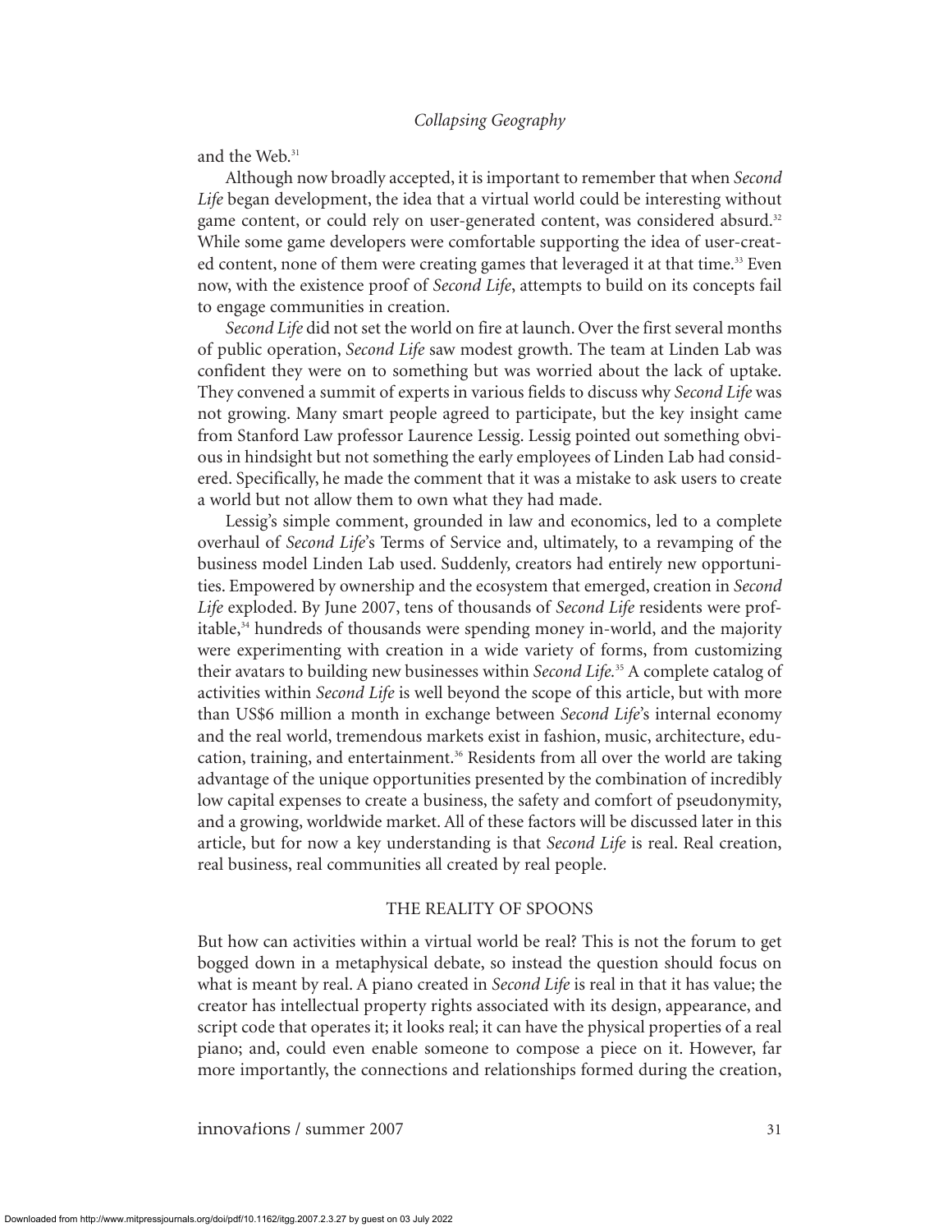and the Web.[31]

Although now broadly accepted, it is important to remember that when *Second Life* began development, the idea that a virtual world could be interesting without game content, or could rely on user-generated content, was considered absurd.[32] While some game developers were comfortable supporting the idea of user-created content, none of them were creating games that leveraged it at that time.[33] Even now, with the existence proof of *Second Life*, attempts to build on its concepts fail to engage communities in creation.

*Second Life* did not set the world on fire at launch. Over the first several months of public operation, *Second Life* saw modest growth. The team at Linden Lab was confident they were on to something but was worried about the lack of uptake. They convened a summit of experts in various fields to discuss why *Second Life* was not growing. Many smart people agreed to participate, but the key insight came from Stanford Law professor Laurence Lessig. Lessig pointed out something obvious in hindsight but not something the early employees of Linden Lab had considered. Specifically, he made the comment that it was a mistake to ask users to create a world but not allow them to own what they had made.

Lessig's simple comment, grounded in law and economics, led to a complete overhaul of *Second Life*'s Terms of Service and, ultimately, to a revamping of the business model Linden Lab used. Suddenly, creators had entirely new opportunities. Empowered by ownership and the ecosystem that emerged, creation in *Second Life* exploded. By June 2007, tens of thousands of *Second Life* residents were profitable,[34] hundreds of thousands were spending money in-world, and the majority were experimenting with creation in a wide variety of forms, from customizing their avatars to building new businesses within *Second Life*.[35] A complete catalog of activities within *Second Life* is well beyond the scope of this article, but with more than US$6 million a month in exchange between *Second Life*'s internal economy and the real world, tremendous markets exist in fashion, music, architecture, education, training, and entertainment.[36] Residents from all over the world are taking advantage of the unique opportunities presented by the combination of incredibly low capital expenses to create a business, the safety and comfort of pseudonymity, and a growing, worldwide market. All of these factors will be discussed later in this article, but for now a key understanding is that *Second Life* is real. Real creation, real business, real communities all created by real people.

## THE REALITY OF SPOONS

But how can activities within a virtual world be real? This is not the forum to get bogged down in a metaphysical debate, so instead the question should focus on what is meant by real. A piano created in *Second Life* is real in that it has value; the creator has intellectual property rights associated with its design, appearance, and script code that operates it; it looks real; it can have the physical properties of a real piano; and, could even enable someone to compose a piece on it. However, far more importantly, the connections and relationships formed during the creation,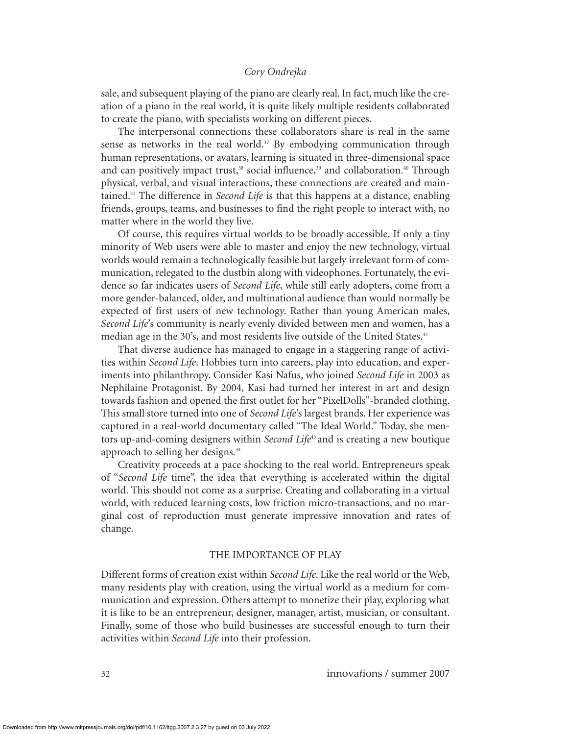sale, and subsequent playing of the piano are clearly real. In fact, much like the creation of a piano in the real world, it is quite likely multiple residents collaborated to create the piano, with specialists working on different pieces.

The interpersonal connections these collaborators share is real in the same sense as networks in the real world.[37] By embodying communication through human representations, or avatars, learning is situated in three-dimensional space and can positively impact trust,[38] social influence,[39] and collaboration.[40] Through physical, verbal, and visual interactions, these connections are created and maintained.[41] The difference in *Second Life* is that this happens at a distance, enabling friends, groups, teams, and businesses to find the right people to interact with, no matter where in the world they live.

Of course, this requires virtual worlds to be broadly accessible. If only a tiny minority of Web users were able to master and enjoy the new technology, virtual worlds would remain a technologically feasible but largely irrelevant form of communication, relegated to the dustbin along with videophones. Fortunately, the evidence so far indicates users of *Second Life*, while still early adopters, come from a more gender-balanced, older, and multinational audience than would normally be expected of first users of new technology. Rather than young American males, *Second Life*'s community is nearly evenly divided between men and women, has a median age in the 30's, and most residents live outside of the United States.[42]

That diverse audience has managed to engage in a staggering range of activities within *Second Life*. Hobbies turn into careers, play into education, and experiments into philanthropy. Consider Kasi Nafus, who joined *Second Life* in 2003 as Nephilaine Protagonist. By 2004, Kasi had turned her interest in art and design towards fashion and opened the first outlet for her "PixelDolls"-branded clothing. This small store turned into one of *Second Life*'s largest brands. Her experience was captured in a real-world documentary called "The Ideal World." Today, she mentors up-and-coming designers within *Second Life*[43] and is creating a new boutique approach to selling her designs.[44]

Creativity proceeds at a pace shocking to the real world. Entrepreneurs speak of "*Second Life* time", the idea that everything is accelerated within the digital world. This should not come as a surprise. Creating and collaborating in a virtual world, with reduced learning costs, low friction micro-transactions, and no marginal cost of reproduction must generate impressive innovation and rates of change.

## THE IMPORTANCE OF PLAY

Different forms of creation exist within *Second Life*. Like the real world or the Web, many residents play with creation, using the virtual world as a medium for communication and expression. Others attempt to monetize their play, exploring what it is like to be an entrepreneur, designer, manager, artist, musician, or consultant. Finally, some of those who build businesses are successful enough to turn their activities within *Second Life* into their profession.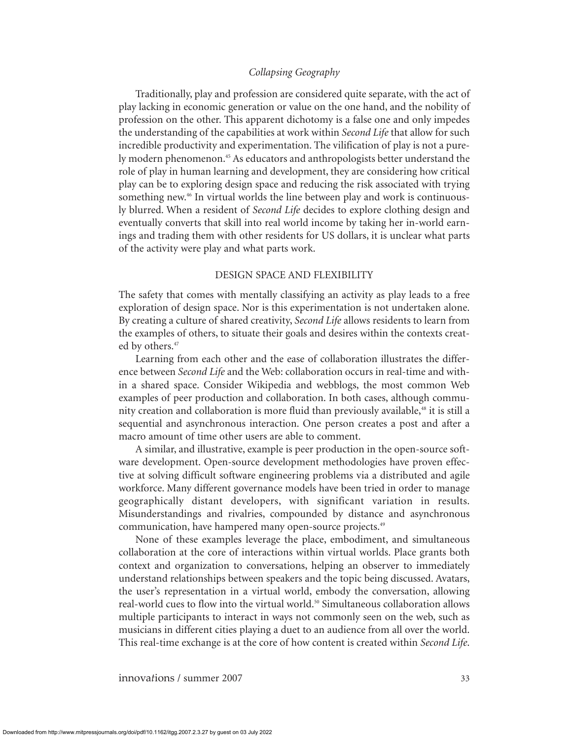Traditionally, play and profession are considered quite separate, with the act of play lacking in economic generation or value on the one hand, and the nobility of profession on the other. This apparent dichotomy is a false one and only impedes the understanding of the capabilities at work within *Second Life* that allow for such incredible productivity and experimentation. The vilification of play is not a purely modern phenomenon.[45] As educators and anthropologists better understand the role of play in human learning and development, they are considering how critical play can be to exploring design space and reducing the risk associated with trying something new.[46] In virtual worlds the line between play and work is continuously blurred. When a resident of *Second Life* decides to explore clothing design and eventually converts that skill into real world income by taking her in-world earnings and trading them with other residents for US dollars, it is unclear what parts of the activity were play and what parts work.

## DESIGN SPACE AND FLEXIBILITY

The safety that comes with mentally classifying an activity as play leads to a free exploration of design space. Nor is this experimentation is not undertaken alone. By creating a culture of shared creativity, *Second Life* allows residents to learn from the examples of others, to situate their goals and desires within the contexts created by others.[47]

Learning from each other and the ease of collaboration illustrates the difference between *Second Life* and the Web: collaboration occurs in real-time and within a shared space. Consider Wikipedia and webblogs, the most common Web examples of peer production and collaboration. In both cases, although community creation and collaboration is more fluid than previously available,[48] it is still a sequential and asynchronous interaction. One person creates a post and after a macro amount of time other users are able to comment.

A similar, and illustrative, example is peer production in the open-source software development. Open-source development methodologies have proven effective at solving difficult software engineering problems via a distributed and agile workforce. Many different governance models have been tried in order to manage geographically distant developers, with significant variation in results. Misunderstandings and rivalries, compounded by distance and asynchronous communication, have hampered many open-source projects.[49]

None of these examples leverage the place, embodiment, and simultaneous collaboration at the core of interactions within virtual worlds. Place grants both context and organization to conversations, helping an observer to immediately understand relationships between speakers and the topic being discussed. Avatars, the user's representation in a virtual world, embody the conversation, allowing real-world cues to flow into the virtual world.[50] Simultaneous collaboration allows multiple participants to interact in ways not commonly seen on the web, such as musicians in different cities playing a duet to an audience from all over the world. This real-time exchange is at the core of how content is created within *Second Life*.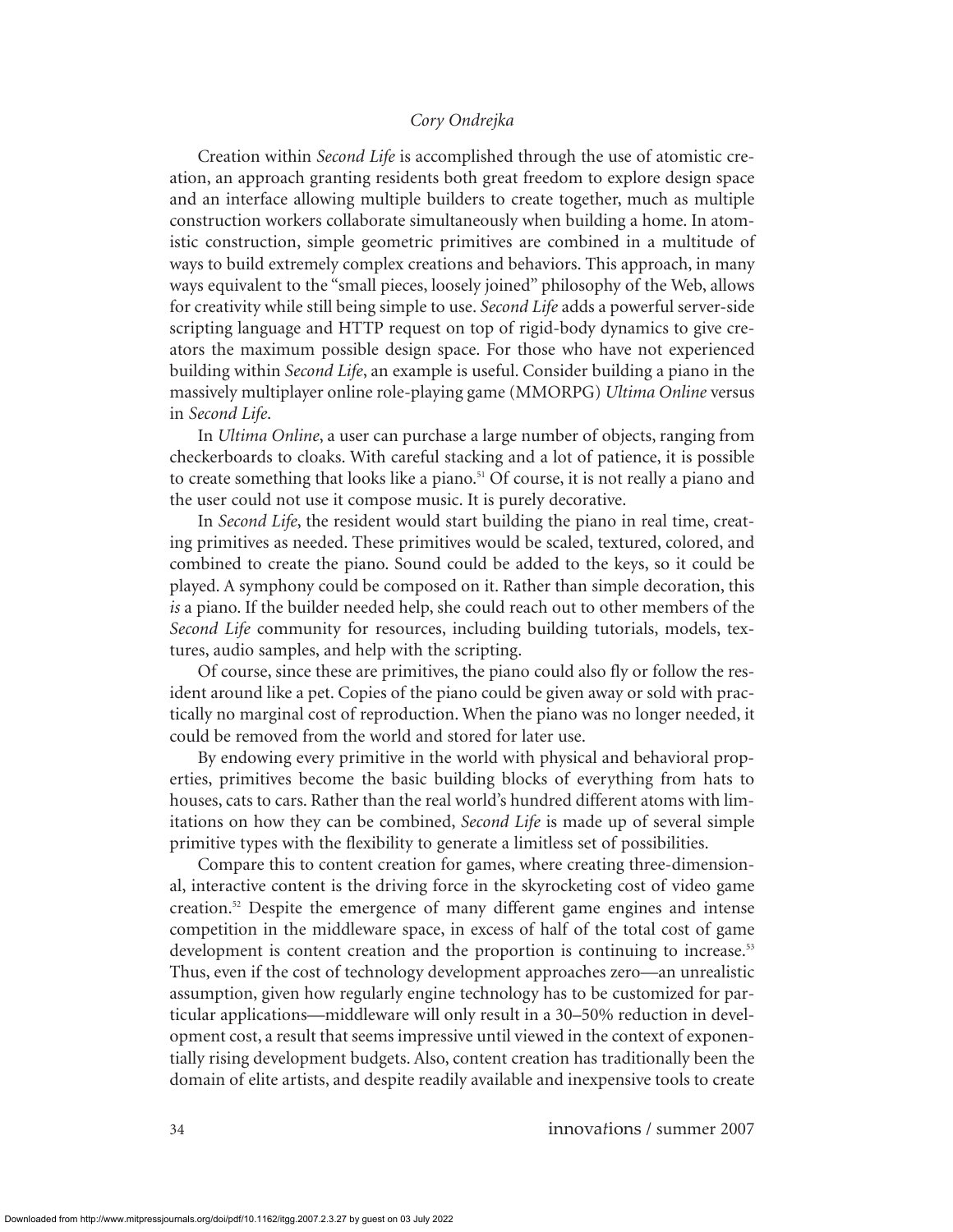Creation within *Second Life* is accomplished through the use of atomistic creation, an approach granting residents both great freedom to explore design space and an interface allowing multiple builders to create together, much as multiple construction workers collaborate simultaneously when building a home. In atomistic construction, simple geometric primitives are combined in a multitude of ways to build extremely complex creations and behaviors. This approach, in many ways equivalent to the "small pieces, loosely joined" philosophy of the Web, allows for creativity while still being simple to use. *Second Life* adds a powerful server-side scripting language and HTTP request on top of rigid-body dynamics to give creators the maximum possible design space. For those who have not experienced building within *Second Life*, an example is useful. Consider building a piano in the massively multiplayer online role-playing game (MMORPG) *Ultima Online* versus in *Second Life*.

In *Ultima Online*, a user can purchase a large number of objects, ranging from checkerboards to cloaks. With careful stacking and a lot of patience, it is possible to create something that looks like a piano.[51] Of course, it is not really a piano and the user could not use it compose music. It is purely decorative.

In *Second Life*, the resident would start building the piano in real time, creating primitives as needed. These primitives would be scaled, textured, colored, and combined to create the piano. Sound could be added to the keys, so it could be played. A symphony could be composed on it. Rather than simple decoration, this *is* a piano. If the builder needed help, she could reach out to other members of the *Second Life* community for resources, including building tutorials, models, textures, audio samples, and help with the scripting.

Of course, since these are primitives, the piano could also fly or follow the resident around like a pet. Copies of the piano could be given away or sold with practically no marginal cost of reproduction. When the piano was no longer needed, it could be removed from the world and stored for later use.

By endowing every primitive in the world with physical and behavioral properties, primitives become the basic building blocks of everything from hats to houses, cats to cars. Rather than the real world's hundred different atoms with limitations on how they can be combined, *Second Life* is made up of several simple primitive types with the flexibility to generate a limitless set of possibilities.

Compare this to content creation for games, where creating three-dimensional, interactive content is the driving force in the skyrocketing cost of video game creation.[52] Despite the emergence of many different game engines and intense competition in the middleware space, in excess of half of the total cost of game development is content creation and the proportion is continuing to increase.[53] Thus, even if the cost of technology development approaches zero—an unrealistic assumption, given how regularly engine technology has to be customized for particular applications—middleware will only result in a 30–50% reduction in development cost, a result that seems impressive until viewed in the context of exponentially rising development budgets. Also, content creation has traditionally been the domain of elite artists, and despite readily available and inexpensive tools to create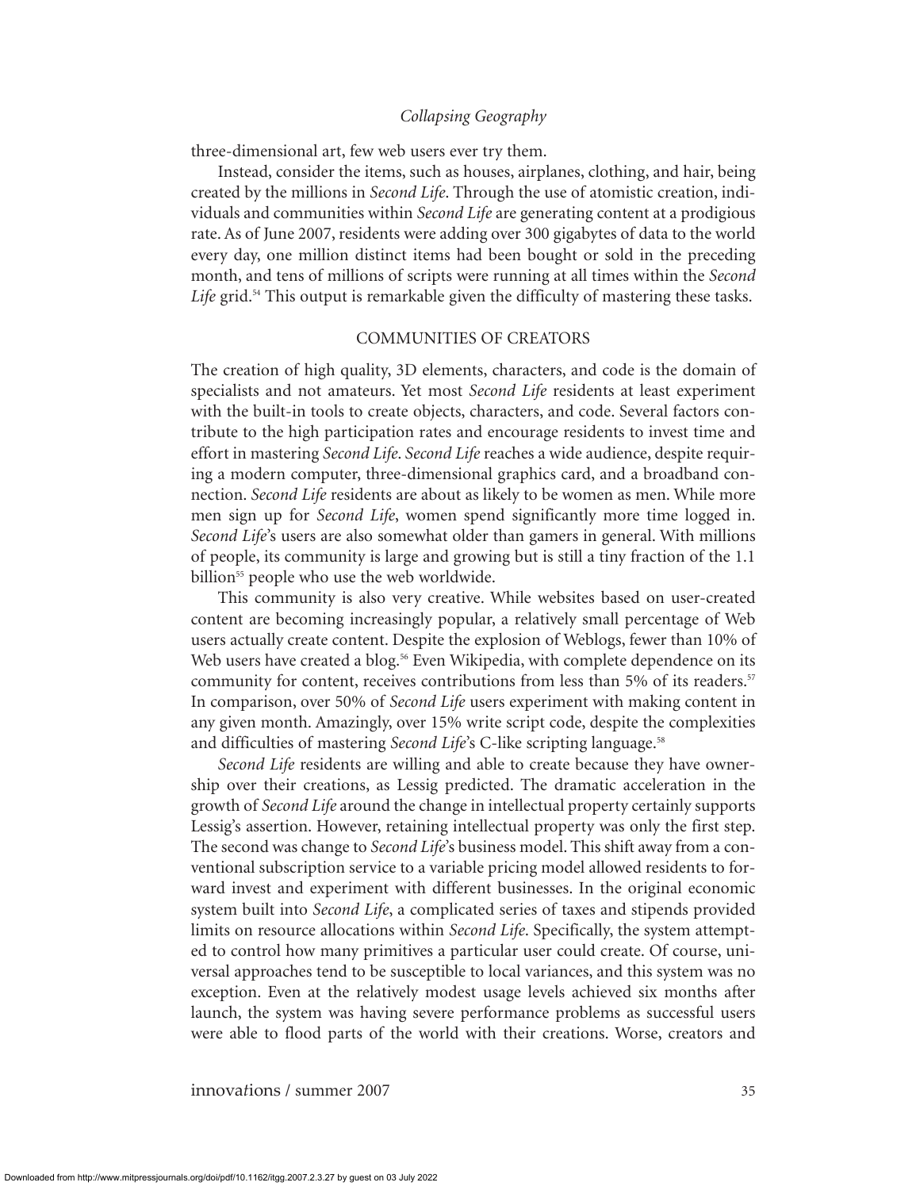three-dimensional art, few web users ever try them.

Instead, consider the items, such as houses, airplanes, clothing, and hair, being created by the millions in *Second Life*. Through the use of atomistic creation, individuals and communities within *Second Life* are generating content at a prodigious rate. As of June 2007, residents were adding over 300 gigabytes of data to the world every day, one million distinct items had been bought or sold in the preceding month, and tens of millions of scripts were running at all times within the *Second Life* grid.[54] This output is remarkable given the difficulty of mastering these tasks.

## COMMUNITIES OF CREATORS

The creation of high quality, 3D elements, characters, and code is the domain of specialists and not amateurs. Yet most *Second Life* residents at least experiment with the built-in tools to create objects, characters, and code. Several factors contribute to the high participation rates and encourage residents to invest time and effort in mastering *Second Life*. *Second Life* reaches a wide audience, despite requiring a modern computer, three-dimensional graphics card, and a broadband connection. *Second Life* residents are about as likely to be women as men. While more men sign up for *Second Life*, women spend significantly more time logged in. *Second Life*'s users are also somewhat older than gamers in general. With millions of people, its community is large and growing but is still a tiny fraction of the 1.1 billion[55] people who use the web worldwide.

This community is also very creative. While websites based on user-created content are becoming increasingly popular, a relatively small percentage of Web users actually create content. Despite the explosion of Weblogs, fewer than 10% of Web users have created a blog.[56] Even Wikipedia, with complete dependence on its community for content, receives contributions from less than 5% of its readers.[57] In comparison, over 50% of *Second Life* users experiment with making content in any given month. Amazingly, over 15% write script code, despite the complexities and difficulties of mastering *Second Life*'s C-like scripting language.[58]

*Second Life* residents are willing and able to create because they have ownership over their creations, as Lessig predicted. The dramatic acceleration in the growth of *Second Life* around the change in intellectual property certainly supports Lessig's assertion. However, retaining intellectual property was only the first step. The second was change to *Second Life*'s business model. This shift away from a conventional subscription service to a variable pricing model allowed residents to forward invest and experiment with different businesses. In the original economic system built into *Second Life*, a complicated series of taxes and stipends provided limits on resource allocations within *Second Life*. Specifically, the system attempted to control how many primitives a particular user could create. Of course, universal approaches tend to be susceptible to local variances, and this system was no exception. Even at the relatively modest usage levels achieved six months after launch, the system was having severe performance problems as successful users were able to flood parts of the world with their creations. Worse, creators and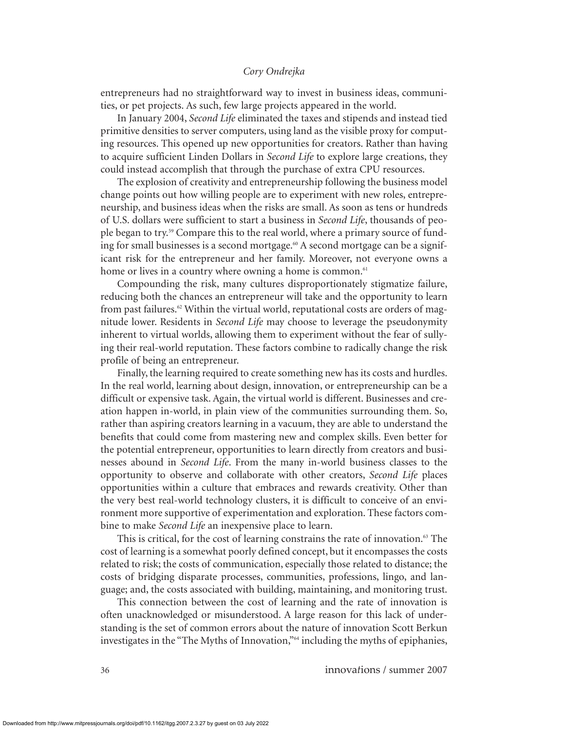entrepreneurs had no straightforward way to invest in business ideas, communities, or pet projects. As such, few large projects appeared in the world.

In January 2004, *Second Life* eliminated the taxes and stipends and instead tied primitive densities to server computers, using land as the visible proxy for computing resources. This opened up new opportunities for creators. Rather than having to acquire sufficient Linden Dollars in *Second Life* to explore large creations, they could instead accomplish that through the purchase of extra CPU resources.

The explosion of creativity and entrepreneurship following the business model change points out how willing people are to experiment with new roles, entrepreneurship, and business ideas when the risks are small. As soon as tens or hundreds of U.S. dollars were sufficient to start a business in *Second Life*, thousands of people began to try.[59] Compare this to the real world, where a primary source of funding for small businesses is a second mortgage.[60] A second mortgage can be a significant risk for the entrepreneur and her family. Moreover, not everyone owns a home or lives in a country where owning a home is common.[61]

Compounding the risk, many cultures disproportionately stigmatize failure, reducing both the chances an entrepreneur will take and the opportunity to learn from past failures.[62] Within the virtual world, reputational costs are orders of magnitude lower. Residents in *Second Life* may choose to leverage the pseudonymity inherent to virtual worlds, allowing them to experiment without the fear of sullying their real-world reputation. These factors combine to radically change the risk profile of being an entrepreneur.

Finally, the learning required to create something new has its costs and hurdles. In the real world, learning about design, innovation, or entrepreneurship can be a difficult or expensive task. Again, the virtual world is different. Businesses and creation happen in-world, in plain view of the communities surrounding them. So, rather than aspiring creators learning in a vacuum, they are able to understand the benefits that could come from mastering new and complex skills. Even better for the potential entrepreneur, opportunities to learn directly from creators and businesses abound in *Second Life*. From the many in-world business classes to the opportunity to observe and collaborate with other creators, *Second Life* places opportunities within a culture that embraces and rewards creativity. Other than the very best real-world technology clusters, it is difficult to conceive of an environment more supportive of experimentation and exploration. These factors combine to make *Second Life* an inexpensive place to learn.

This is critical, for the cost of learning constrains the rate of innovation.[63] The cost of learning is a somewhat poorly defined concept, but it encompasses the costs related to risk; the costs of communication, especially those related to distance; the costs of bridging disparate processes, communities, professions, lingo, and language; and, the costs associated with building, maintaining, and monitoring trust.

This connection between the cost of learning and the rate of innovation is often unacknowledged or misunderstood. A large reason for this lack of understanding is the set of common errors about the nature of innovation Scott Berkun investigates in the "The Myths of Innovation,"[64] including the myths of epiphanies,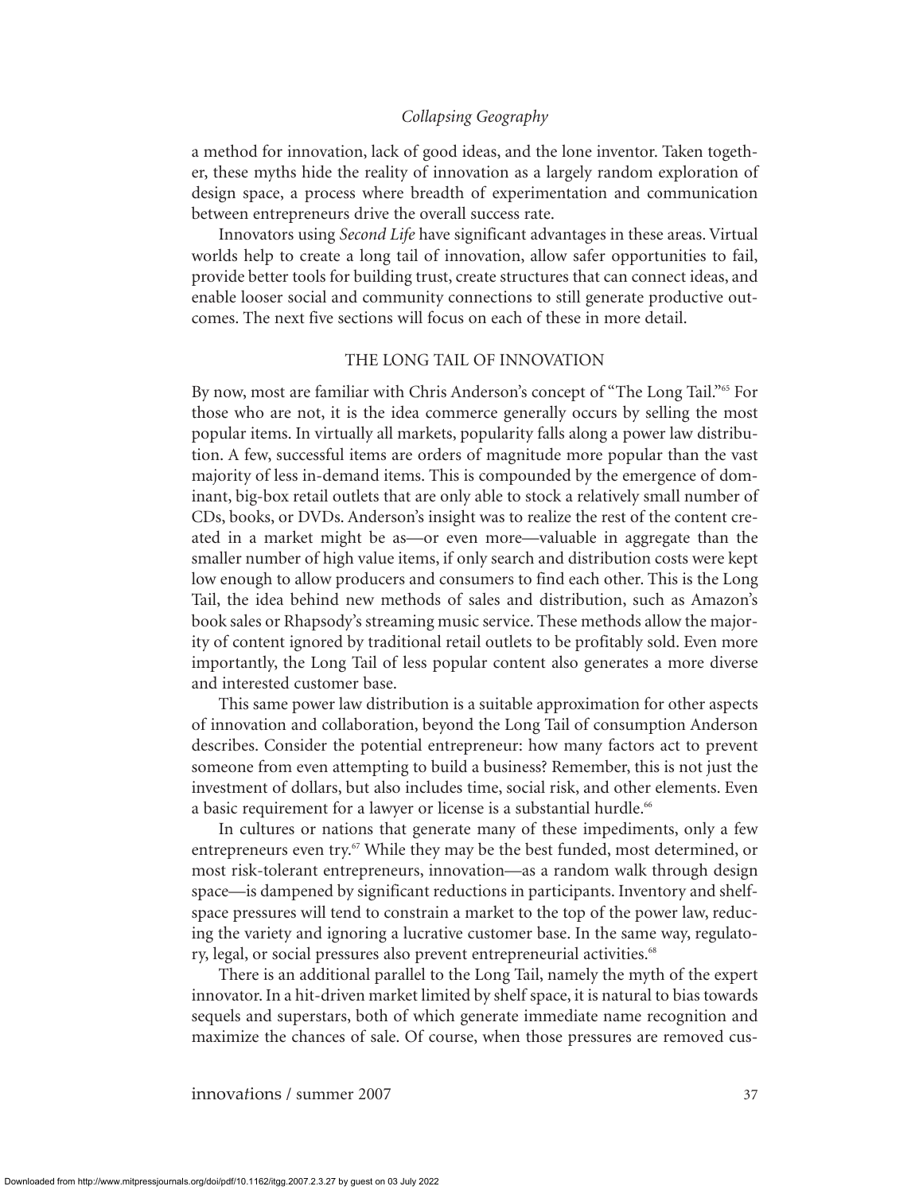a method for innovation, lack of good ideas, and the lone inventor. Taken together, these myths hide the reality of innovation as a largely random exploration of design space, a process where breadth of experimentation and communication between entrepreneurs drive the overall success rate.

Innovators using *Second Life* have significant advantages in these areas. Virtual worlds help to create a long tail of innovation, allow safer opportunities to fail, provide better tools for building trust, create structures that can connect ideas, and enable looser social and community connections to still generate productive outcomes. The next five sections will focus on each of these in more detail.

## THE LONG TAIL OF INNOVATION

By now, most are familiar with Chris Anderson's concept of "The Long Tail."[65] For those who are not, it is the idea commerce generally occurs by selling the most popular items. In virtually all markets, popularity falls along a power law distribution. A few, successful items are orders of magnitude more popular than the vast majority of less in-demand items. This is compounded by the emergence of dominant, big-box retail outlets that are only able to stock a relatively small number of CDs, books, or DVDs. Anderson's insight was to realize the rest of the content created in a market might be as—or even more—valuable in aggregate than the smaller number of high value items, if only search and distribution costs were kept low enough to allow producers and consumers to find each other. This is the Long Tail, the idea behind new methods of sales and distribution, such as Amazon's book sales or Rhapsody's streaming music service. These methods allow the majority of content ignored by traditional retail outlets to be profitably sold. Even more importantly, the Long Tail of less popular content also generates a more diverse and interested customer base.

This same power law distribution is a suitable approximation for other aspects of innovation and collaboration, beyond the Long Tail of consumption Anderson describes. Consider the potential entrepreneur: how many factors act to prevent someone from even attempting to build a business? Remember, this is not just the investment of dollars, but also includes time, social risk, and other elements. Even a basic requirement for a lawyer or license is a substantial hurdle.[66]

In cultures or nations that generate many of these impediments, only a few entrepreneurs even try.[67] While they may be the best funded, most determined, or most risk-tolerant entrepreneurs, innovation—as a random walk through design space—is dampened by significant reductions in participants. Inventory and shelf-space pressures will tend to constrain a market to the top of the power law, reducing the variety and ignoring a lucrative customer base. In the same way, regulatory, legal, or social pressures also prevent entrepreneurial activities.[68]

There is an additional parallel to the Long Tail, namely the myth of the expert innovator. In a hit-driven market limited by shelf space, it is natural to bias towards sequels and superstars, both of which generate immediate name recognition and maximize the chances of sale. Of course, when those pressures are removed cus-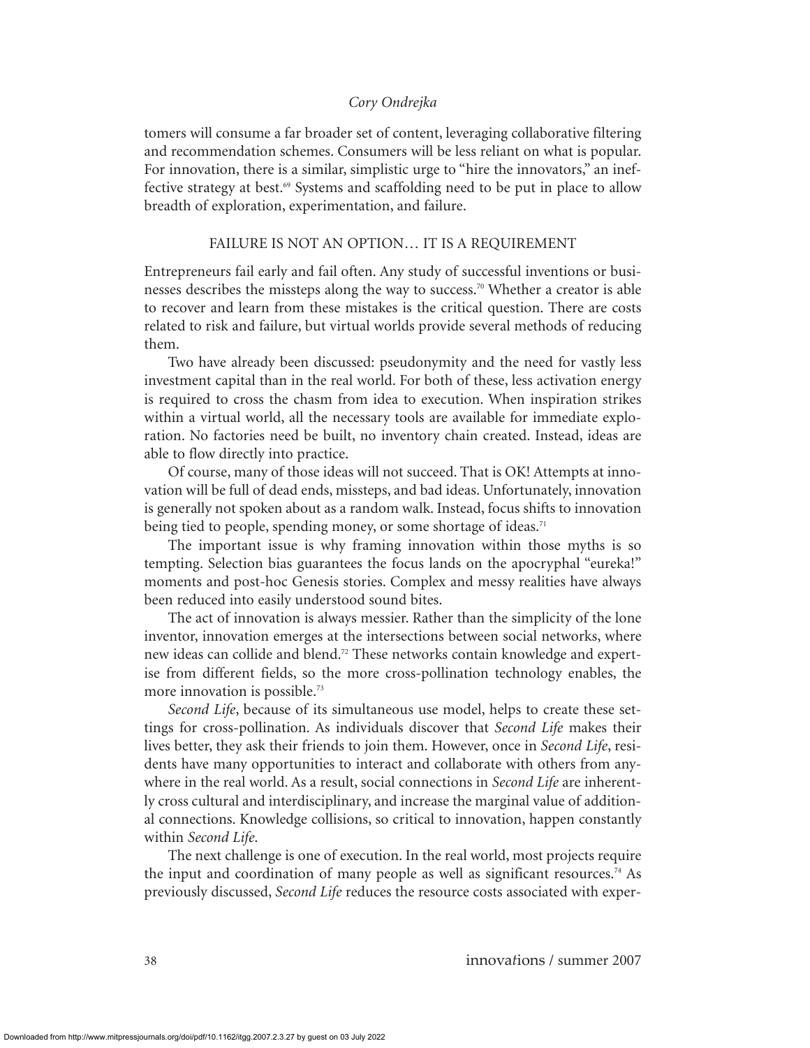tomers will consume a far broader set of content, leveraging collaborative filtering and recommendation schemes. Consumers will be less reliant on what is popular. For innovation, there is a similar, simplistic urge to "hire the innovators," an ineffective strategy at best.[69] Systems and scaffolding need to be put in place to allow breadth of exploration, experimentation, and failure.

## FAILURE IS NOT AN OPTION… IT IS A REQUIREMENT

Entrepreneurs fail early and fail often. Any study of successful inventions or businesses describes the missteps along the way to success.[70] Whether a creator is able to recover and learn from these mistakes is the critical question. There are costs related to risk and failure, but virtual worlds provide several methods of reducing them.

Two have already been discussed: pseudonymity and the need for vastly less investment capital than in the real world. For both of these, less activation energy is required to cross the chasm from idea to execution. When inspiration strikes within a virtual world, all the necessary tools are available for immediate exploration. No factories need be built, no inventory chain created. Instead, ideas are able to flow directly into practice.

Of course, many of those ideas will not succeed. That is OK! Attempts at innovation will be full of dead ends, missteps, and bad ideas. Unfortunately, innovation is generally not spoken about as a random walk. Instead, focus shifts to innovation being tied to people, spending money, or some shortage of ideas.[71]

The important issue is why framing innovation within those myths is so tempting. Selection bias guarantees the focus lands on the apocryphal "eureka!" moments and post-hoc Genesis stories. Complex and messy realities have always been reduced into easily understood sound bites.

The act of innovation is always messier. Rather than the simplicity of the lone inventor, innovation emerges at the intersections between social networks, where new ideas can collide and blend.[72] These networks contain knowledge and expertise from different fields, so the more cross-pollination technology enables, the more innovation is possible.[73]

*Second Life*, because of its simultaneous use model, helps to create these settings for cross-pollination. As individuals discover that *Second Life* makes their lives better, they ask their friends to join them. However, once in *Second Life*, residents have many opportunities to interact and collaborate with others from anywhere in the real world. As a result, social connections in *Second Life* are inherently cross cultural and interdisciplinary, and increase the marginal value of additional connections. Knowledge collisions, so critical to innovation, happen constantly within *Second Life*.

The next challenge is one of execution. In the real world, most projects require the input and coordination of many people as well as significant resources.[74] As previously discussed, *Second Life* reduces the resource costs associated with exper-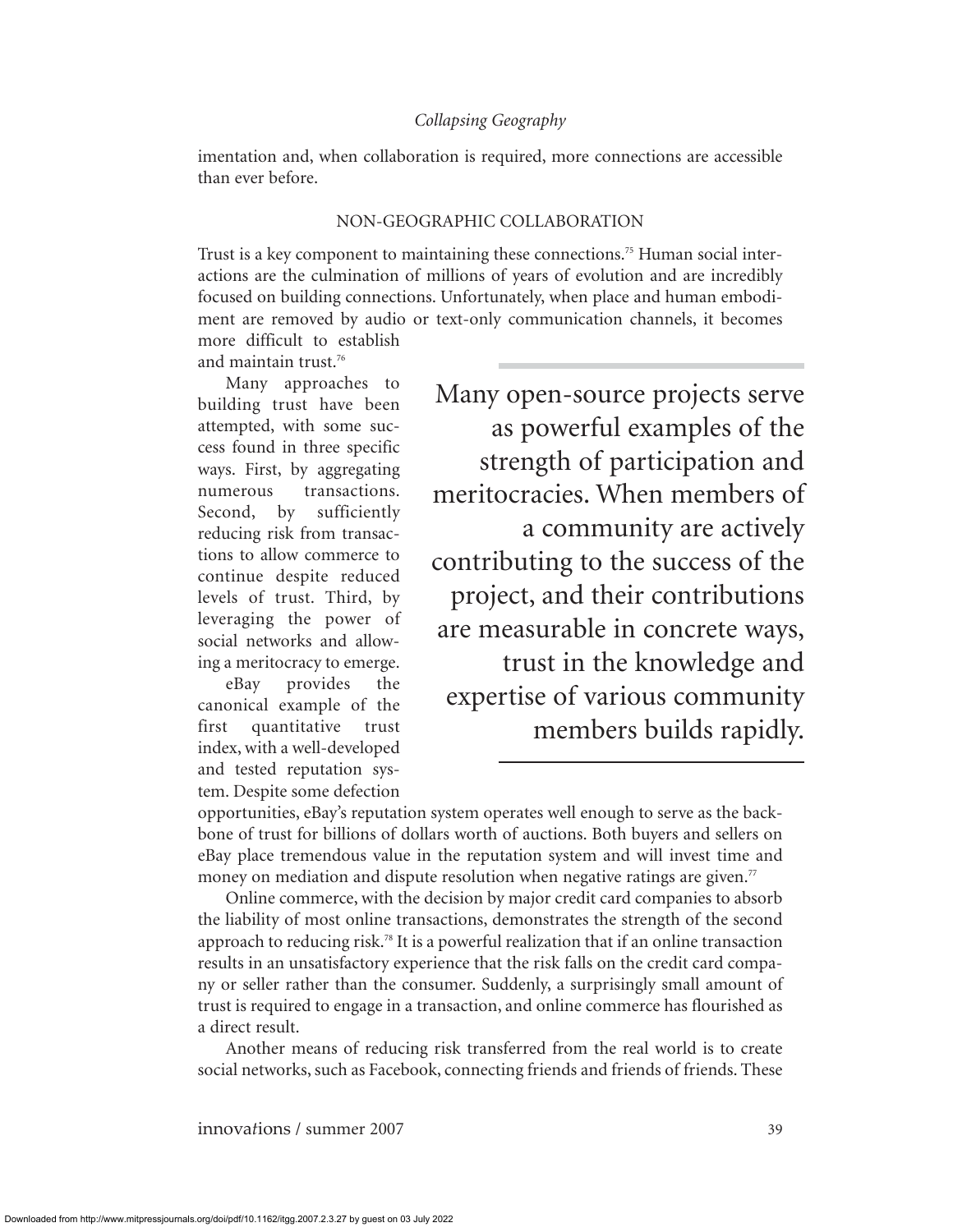imentation and, when collaboration is required, more connections are accessible than ever before.

## NON-GEOGRAPHIC COLLABORATION

Trust is a key component to maintaining these connections.[75] Human social interactions are the culmination of millions of years of evolution and are incredibly focused on building connections. Unfortunately, when place and human embodiment are removed by audio or text-only communication channels, it becomes more difficult to establish and maintain trust.[76]

Many approaches to building trust have been attempted, with some success found in three specific ways. First, by aggregating numerous transactions. Second, by sufficiently reducing risk from transactions to allow commerce to continue despite reduced levels of trust. Third, by leveraging the power of social networks and allowing a meritocracy to emerge.

> Many open-source projects serve as powerful examples of the strength of participation and meritocracies. When members of a community are actively contributing to the success of the project, and their contributions are measurable in concrete ways, trust in the knowledge and expertise of various community members builds rapidly.

eBay provides the canonical example of the first quantitative trust index, with a well-developed and tested reputation system. Despite some defection opportunities, eBay's reputation system operates well enough to serve as the backbone of trust for billions of dollars worth of auctions. Both buyers and sellers on eBay place tremendous value in the reputation system and will invest time and money on mediation and dispute resolution when negative ratings are given.[77]

Online commerce, with the decision by major credit card companies to absorb the liability of most online transactions, demonstrates the strength of the second approach to reducing risk.[78] It is a powerful realization that if an online transaction results in an unsatisfactory experience that the risk falls on the credit card company or seller rather than the consumer. Suddenly, a surprisingly small amount of trust is required to engage in a transaction, and online commerce has flourished as a direct result.

Another means of reducing risk transferred from the real world is to create social networks, such as Facebook, connecting friends and friends of friends. These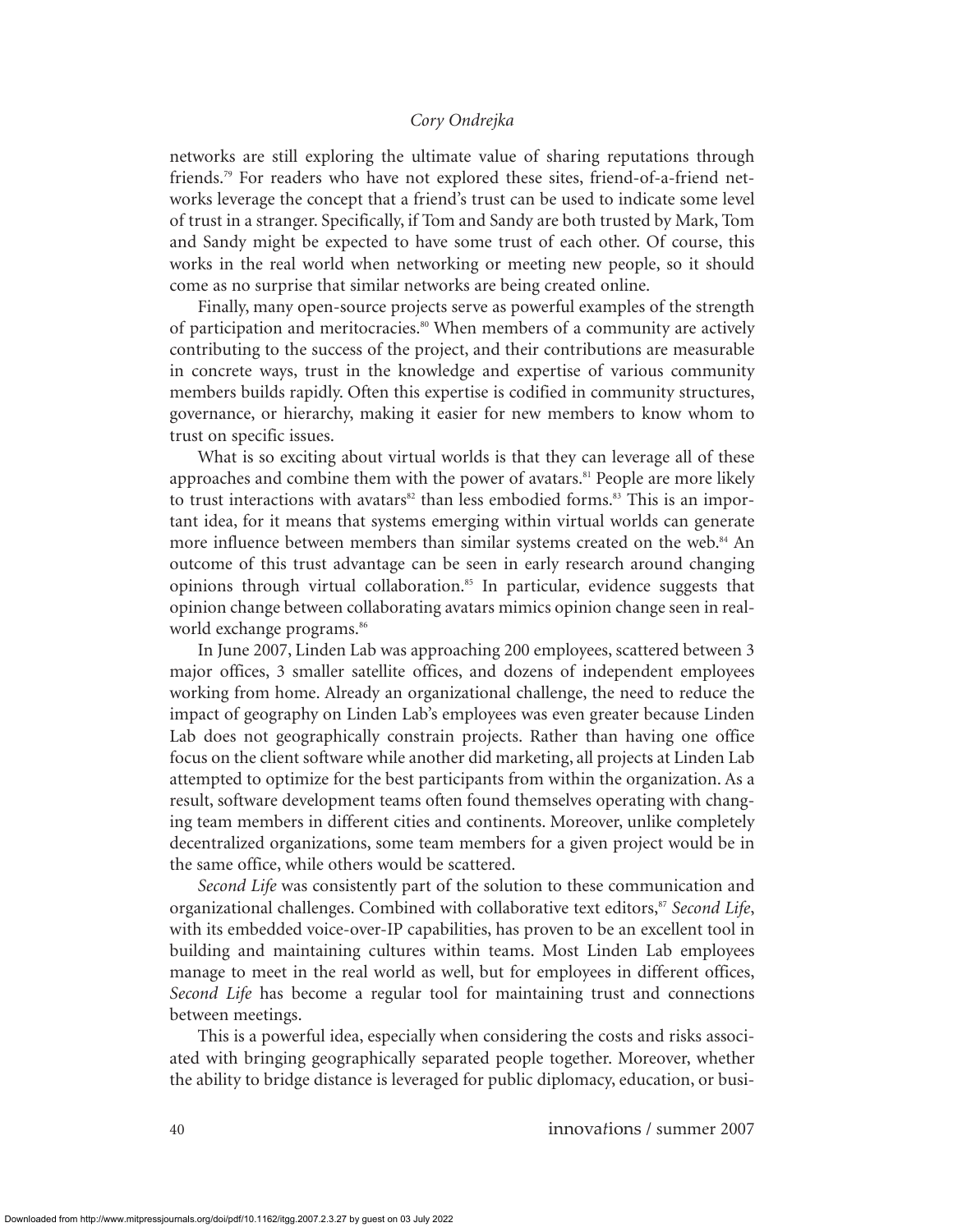networks are still exploring the ultimate value of sharing reputations through friends.[79] For readers who have not explored these sites, friend-of-a-friend networks leverage the concept that a friend's trust can be used to indicate some level of trust in a stranger. Specifically, if Tom and Sandy are both trusted by Mark, Tom and Sandy might be expected to have some trust of each other. Of course, this works in the real world when networking or meeting new people, so it should come as no surprise that similar networks are being created online.

Finally, many open-source projects serve as powerful examples of the strength of participation and meritocracies.[80] When members of a community are actively contributing to the success of the project, and their contributions are measurable in concrete ways, trust in the knowledge and expertise of various community members builds rapidly. Often this expertise is codified in community structures, governance, or hierarchy, making it easier for new members to know whom to trust on specific issues.

What is so exciting about virtual worlds is that they can leverage all of these approaches and combine them with the power of avatars.[81] People are more likely to trust interactions with avatars[82] than less embodied forms.[83] This is an important idea, for it means that systems emerging within virtual worlds can generate more influence between members than similar systems created on the web.[84] An outcome of this trust advantage can be seen in early research around changing opinions through virtual collaboration.[85] In particular, evidence suggests that opinion change between collaborating avatars mimics opinion change seen in real-world exchange programs.[86]

In June 2007, Linden Lab was approaching 200 employees, scattered between 3 major offices, 3 smaller satellite offices, and dozens of independent employees working from home. Already an organizational challenge, the need to reduce the impact of geography on Linden Lab's employees was even greater because Linden Lab does not geographically constrain projects. Rather than having one office focus on the client software while another did marketing, all projects at Linden Lab attempted to optimize for the best participants from within the organization. As a result, software development teams often found themselves operating with changing team members in different cities and continents. Moreover, unlike completely decentralized organizations, some team members for a given project would be in the same office, while others would be scattered.

*Second Life* was consistently part of the solution to these communication and organizational challenges. Combined with collaborative text editors,[87] *Second Life*, with its embedded voice-over-IP capabilities, has proven to be an excellent tool in building and maintaining cultures within teams. Most Linden Lab employees manage to meet in the real world as well, but for employees in different offices, *Second Life* has become a regular tool for maintaining trust and connections between meetings.

This is a powerful idea, especially when considering the costs and risks associated with bringing geographically separated people together. Moreover, whether the ability to bridge distance is leveraged for public diplomacy, education, or busi-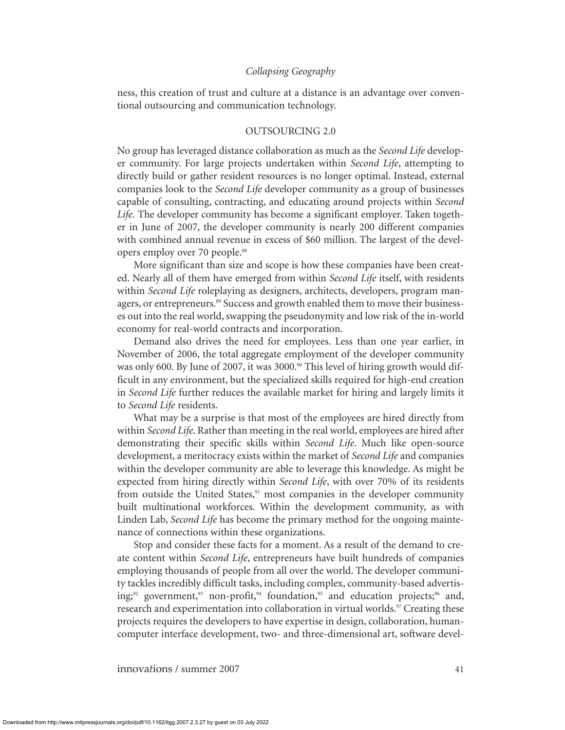ness, this creation of trust and culture at a distance is an advantage over conventional outsourcing and communication technology.

## OUTSOURCING 2.0

No group has leveraged distance collaboration as much as the *Second Life* developer community. For large projects undertaken within *Second Life*, attempting to directly build or gather resident resources is no longer optimal. Instead, external companies look to the *Second Life* developer community as a group of businesses capable of consulting, contracting, and educating around projects within *Second Life.* The developer community has become a significant employer. Taken together in June of 2007, the developer community is nearly 200 different companies with combined annual revenue in excess of \$60 million. The largest of the developers employ over 70 people.[88]

More significant than size and scope is how these companies have been created. Nearly all of them have emerged from within *Second Life* itself, with residents within *Second Life* roleplaying as designers, architects, developers, program managers, or entrepreneurs.[89] Success and growth enabled them to move their businesses out into the real world, swapping the pseudonymity and low risk of the in-world economy for real-world contracts and incorporation.

Demand also drives the need for employees. Less than one year earlier, in November of 2006, the total aggregate employment of the developer community was only 600. By June of 2007, it was 3000.[90] This level of hiring growth would difficult in any environment, but the specialized skills required for high-end creation in *Second Life* further reduces the available market for hiring and largely limits it to *Second Life* residents.

What may be a surprise is that most of the employees are hired directly from within *Second Life*. Rather than meeting in the real world, employees are hired after demonstrating their specific skills within *Second Life*. Much like open-source development, a meritocracy exists within the market of *Second Life* and companies within the developer community are able to leverage this knowledge. As might be expected from hiring directly within *Second Life*, with over 70% of its residents from outside the United States,[91] most companies in the developer community built multinational workforces. Within the development community, as with Linden Lab, *Second Life* has become the primary method for the ongoing maintenance of connections within these organizations.

Stop and consider these facts for a moment. As a result of the demand to create content within *Second Life*, entrepreneurs have built hundreds of companies employing thousands of people from all over the world. The developer community tackles incredibly difficult tasks, including complex, community-based advertising;[92] government,[93] non-profit,[94] foundation,[95] and education projects;[96] and, research and experimentation into collaboration in virtual worlds.[97] Creating these projects requires the developers to have expertise in design, collaboration, human-computer interface development, two- and three-dimensional art, software devel-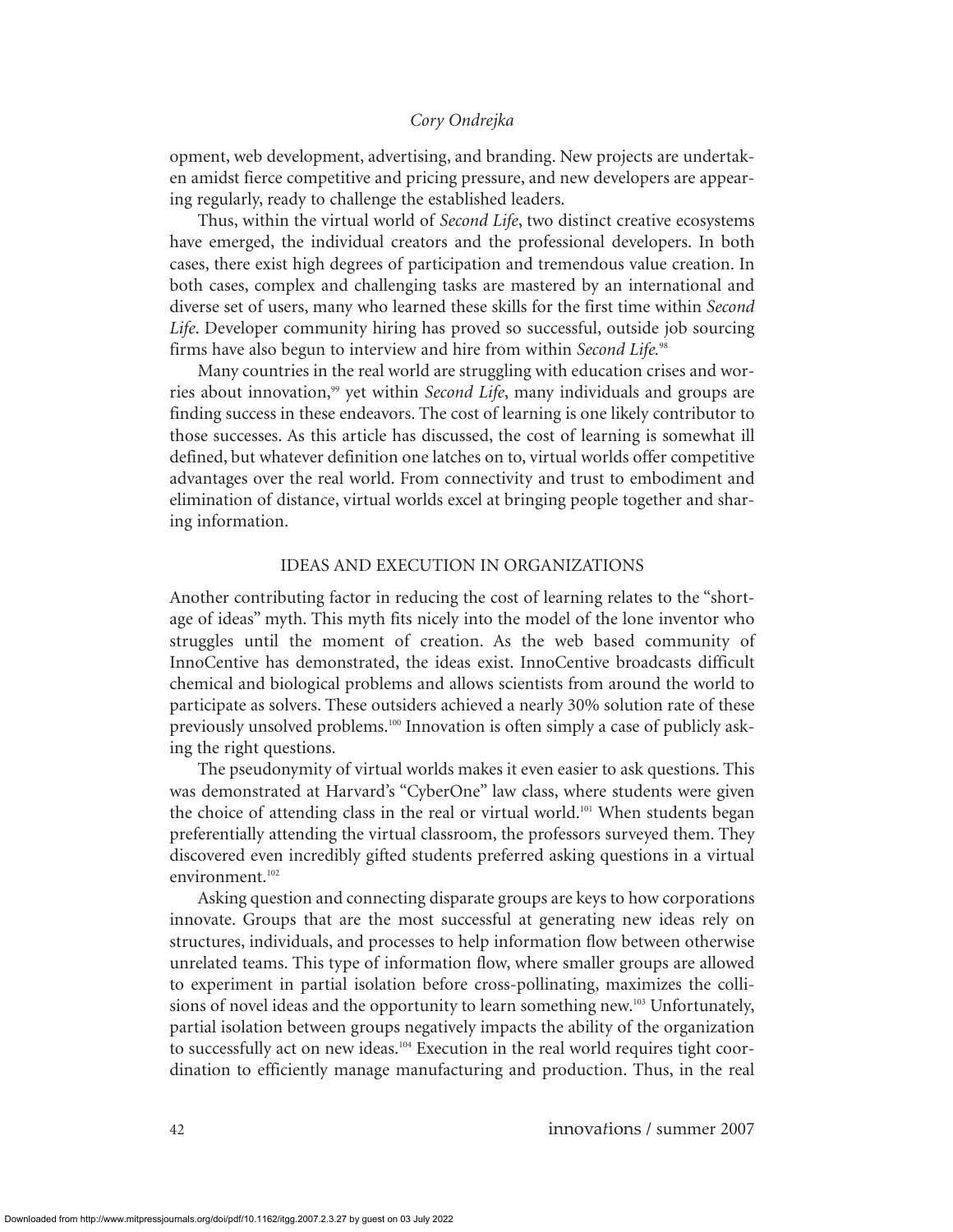opment, web development, advertising, and branding. New projects are undertaken amidst fierce competitive and pricing pressure, and new developers are appearing regularly, ready to challenge the established leaders.

Thus, within the virtual world of *Second Life*, two distinct creative ecosystems have emerged, the individual creators and the professional developers. In both cases, there exist high degrees of participation and tremendous value creation. In both cases, complex and challenging tasks are mastered by an international and diverse set of users, many who learned these skills for the first time within *Second Life*. Developer community hiring has proved so successful, outside job sourcing firms have also begun to interview and hire from within *Second Life*.[98]

Many countries in the real world are struggling with education crises and worries about innovation,[99] yet within *Second Life*, many individuals and groups are finding success in these endeavors. The cost of learning is one likely contributor to those successes. As this article has discussed, the cost of learning is somewhat ill defined, but whatever definition one latches on to, virtual worlds offer competitive advantages over the real world. From connectivity and trust to embodiment and elimination of distance, virtual worlds excel at bringing people together and sharing information.

## IDEAS AND EXECUTION IN ORGANIZATIONS

Another contributing factor in reducing the cost of learning relates to the "shortage of ideas" myth. This myth fits nicely into the model of the lone inventor who struggles until the moment of creation. As the web based community of InnoCentive has demonstrated, the ideas exist. InnoCentive broadcasts difficult chemical and biological problems and allows scientists from around the world to participate as solvers. These outsiders achieved a nearly 30% solution rate of these previously unsolved problems.[100] Innovation is often simply a case of publicly asking the right questions.

The pseudonymity of virtual worlds makes it even easier to ask questions. This was demonstrated at Harvard's "CyberOne" law class, where students were given the choice of attending class in the real or virtual world.[101] When students began preferentially attending the virtual classroom, the professors surveyed them. They discovered even incredibly gifted students preferred asking questions in a virtual environment.[102]

Asking question and connecting disparate groups are keys to how corporations innovate. Groups that are the most successful at generating new ideas rely on structures, individuals, and processes to help information flow between otherwise unrelated teams. This type of information flow, where smaller groups are allowed to experiment in partial isolation before cross-pollinating, maximizes the collisions of novel ideas and the opportunity to learn something new.[103] Unfortunately, partial isolation between groups negatively impacts the ability of the organization to successfully act on new ideas.[104] Execution in the real world requires tight coordination to efficiently manage manufacturing and production. Thus, in the real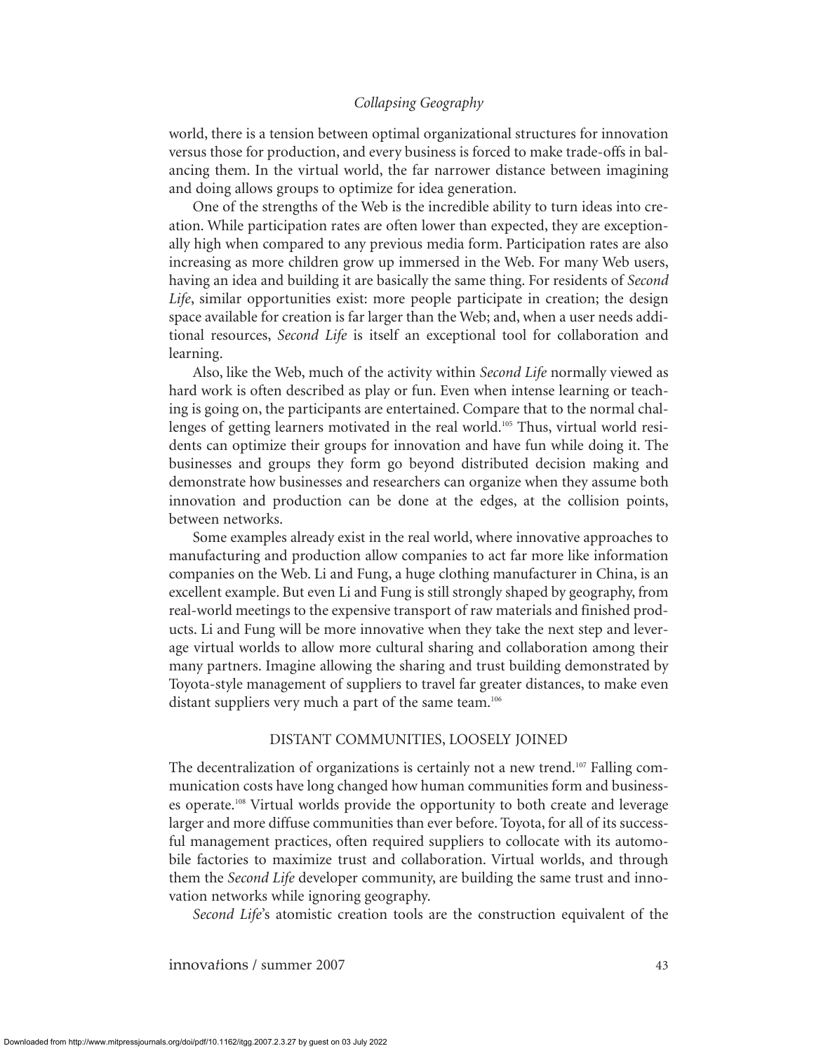world, there is a tension between optimal organizational structures for innovation versus those for production, and every business is forced to make trade-offs in balancing them. In the virtual world, the far narrower distance between imagining and doing allows groups to optimize for idea generation.

One of the strengths of the Web is the incredible ability to turn ideas into creation. While participation rates are often lower than expected, they are exceptionally high when compared to any previous media form. Participation rates are also increasing as more children grow up immersed in the Web. For many Web users, having an idea and building it are basically the same thing. For residents of *Second Life*, similar opportunities exist: more people participate in creation; the design space available for creation is far larger than the Web; and, when a user needs additional resources, *Second Life* is itself an exceptional tool for collaboration and learning.

Also, like the Web, much of the activity within *Second Life* normally viewed as hard work is often described as play or fun. Even when intense learning or teaching is going on, the participants are entertained. Compare that to the normal challenges of getting learners motivated in the real world.[105] Thus, virtual world residents can optimize their groups for innovation and have fun while doing it. The businesses and groups they form go beyond distributed decision making and demonstrate how businesses and researchers can organize when they assume both innovation and production can be done at the edges, at the collision points, between networks.

Some examples already exist in the real world, where innovative approaches to manufacturing and production allow companies to act far more like information companies on the Web. Li and Fung, a huge clothing manufacturer in China, is an excellent example. But even Li and Fung is still strongly shaped by geography, from real-world meetings to the expensive transport of raw materials and finished products. Li and Fung will be more innovative when they take the next step and leverage virtual worlds to allow more cultural sharing and collaboration among their many partners. Imagine allowing the sharing and trust building demonstrated by Toyota-style management of suppliers to travel far greater distances, to make even distant suppliers very much a part of the same team.[106]

## DISTANT COMMUNITIES, LOOSELY JOINED

The decentralization of organizations is certainly not a new trend.[107] Falling communication costs have long changed how human communities form and businesses operate.[108] Virtual worlds provide the opportunity to both create and leverage larger and more diffuse communities than ever before. Toyota, for all of its successful management practices, often required suppliers to collocate with its automobile factories to maximize trust and collaboration. Virtual worlds, and through them the *Second Life* developer community, are building the same trust and innovation networks while ignoring geography.

*Second Life*'s atomistic creation tools are the construction equivalent of the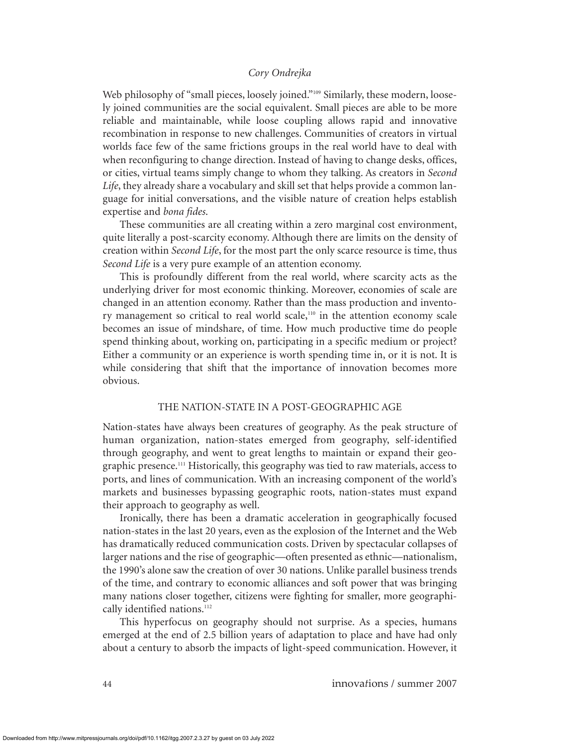Web philosophy of "small pieces, loosely joined."[109] Similarly, these modern, loosely joined communities are the social equivalent. Small pieces are able to be more reliable and maintainable, while loose coupling allows rapid and innovative recombination in response to new challenges. Communities of creators in virtual worlds face few of the same frictions groups in the real world have to deal with when reconfiguring to change direction. Instead of having to change desks, offices, or cities, virtual teams simply change to whom they talking. As creators in *Second Life*, they already share a vocabulary and skill set that helps provide a common language for initial conversations, and the visible nature of creation helps establish expertise and *bona fides*.

These communities are all creating within a zero marginal cost environment, quite literally a post-scarcity economy. Although there are limits on the density of creation within *Second Life*, for the most part the only scarce resource is time, thus *Second Life* is a very pure example of an attention economy.

This is profoundly different from the real world, where scarcity acts as the underlying driver for most economic thinking. Moreover, economies of scale are changed in an attention economy. Rather than the mass production and inventory management so critical to real world scale,[110] in the attention economy scale becomes an issue of mindshare, of time. How much productive time do people spend thinking about, working on, participating in a specific medium or project? Either a community or an experience is worth spending time in, or it is not. It is while considering that shift that the importance of innovation becomes more obvious.

## THE NATION-STATE IN A POST-GEOGRAPHIC AGE

Nation-states have always been creatures of geography. As the peak structure of human organization, nation-states emerged from geography, self-identified through geography, and went to great lengths to maintain or expand their geographic presence.[111] Historically, this geography was tied to raw materials, access to ports, and lines of communication. With an increasing component of the world's markets and businesses bypassing geographic roots, nation-states must expand their approach to geography as well.

Ironically, there has been a dramatic acceleration in geographically focused nation-states in the last 20 years, even as the explosion of the Internet and the Web has dramatically reduced communication costs. Driven by spectacular collapses of larger nations and the rise of geographic—often presented as ethnic—nationalism, the 1990's alone saw the creation of over 30 nations. Unlike parallel business trends of the time, and contrary to economic alliances and soft power that was bringing many nations closer together, citizens were fighting for smaller, more geographically identified nations.[112]

This hyperfocus on geography should not surprise. As a species, humans emerged at the end of 2.5 billion years of adaptation to place and have had only about a century to absorb the impacts of light-speed communication. However, it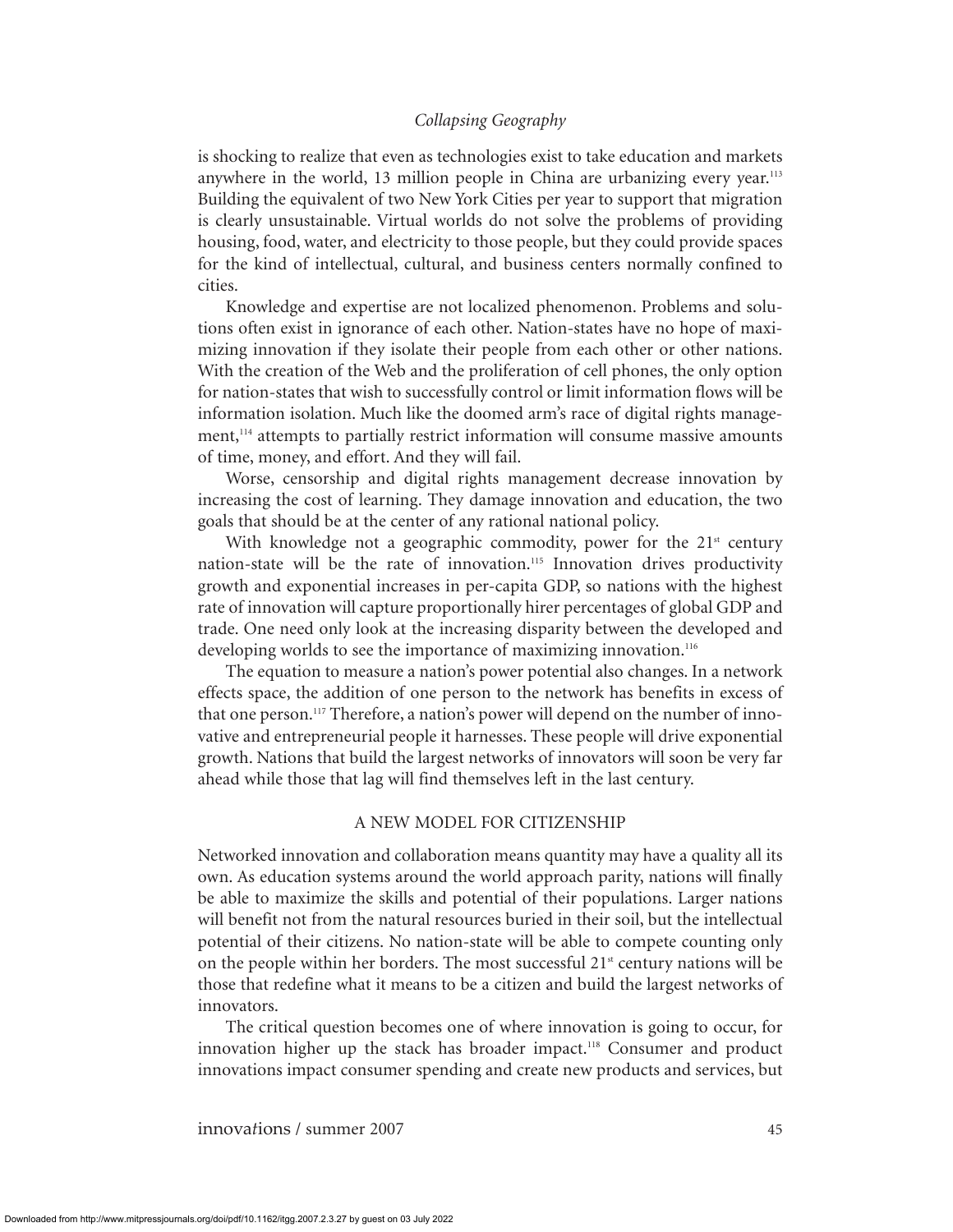is shocking to realize that even as technologies exist to take education and markets anywhere in the world, 13 million people in China are urbanizing every year.[113] Building the equivalent of two New York Cities per year to support that migration is clearly unsustainable. Virtual worlds do not solve the problems of providing housing, food, water, and electricity to those people, but they could provide spaces for the kind of intellectual, cultural, and business centers normally confined to cities.

Knowledge and expertise are not localized phenomenon. Problems and solutions often exist in ignorance of each other. Nation-states have no hope of maximizing innovation if they isolate their people from each other or other nations. With the creation of the Web and the proliferation of cell phones, the only option for nation-states that wish to successfully control or limit information flows will be information isolation. Much like the doomed arm's race of digital rights management,[114] attempts to partially restrict information will consume massive amounts of time, money, and effort. And they will fail.

Worse, censorship and digital rights management decrease innovation by increasing the cost of learning. They damage innovation and education, the two goals that should be at the center of any rational national policy.

With knowledge not a geographic commodity, power for the 21st century nation-state will be the rate of innovation.[115] Innovation drives productivity growth and exponential increases in per-capita GDP, so nations with the highest rate of innovation will capture proportionally hirer percentages of global GDP and trade. One need only look at the increasing disparity between the developed and developing worlds to see the importance of maximizing innovation.[116]

The equation to measure a nation's power potential also changes. In a network effects space, the addition of one person to the network has benefits in excess of that one person.[117] Therefore, a nation's power will depend on the number of innovative and entrepreneurial people it harnesses. These people will drive exponential growth. Nations that build the largest networks of innovators will soon be very far ahead while those that lag will find themselves left in the last century.

## A NEW MODEL FOR CITIZENSHIP

Networked innovation and collaboration means quantity may have a quality all its own. As education systems around the world approach parity, nations will finally be able to maximize the skills and potential of their populations. Larger nations will benefit not from the natural resources buried in their soil, but the intellectual potential of their citizens. No nation-state will be able to compete counting only on the people within her borders. The most successful 21st century nations will be those that redefine what it means to be a citizen and build the largest networks of innovators.

The critical question becomes one of where innovation is going to occur, for innovation higher up the stack has broader impact.[118] Consumer and product innovations impact consumer spending and create new products and services, but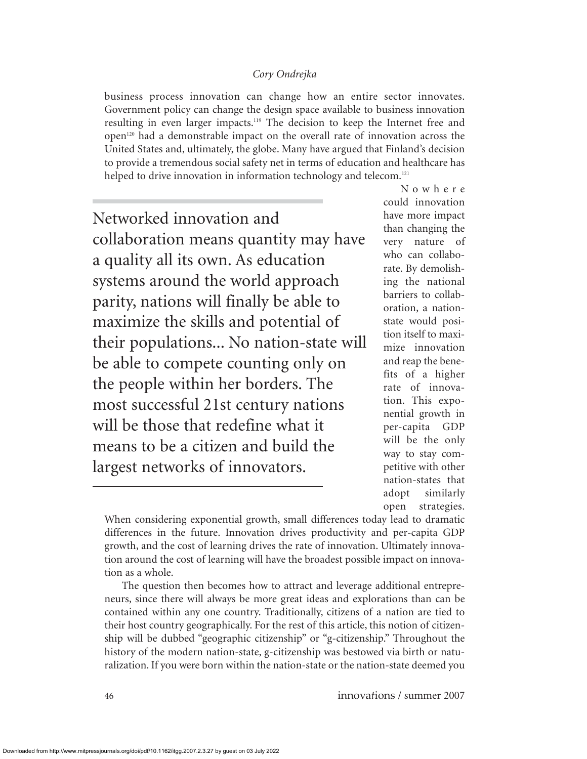business process innovation can change how an entire sector innovates. Government policy can change the design space available to business innovation resulting in even larger impacts.[119] The decision to keep the Internet free and open[120] had a demonstrable impact on the overall rate of innovation across the United States and, ultimately, the globe. Many have argued that Finland's decision to provide a tremendous social safety net in terms of education and healthcare has helped to drive innovation in information technology and telecom.[121]

> Networked innovation and collaboration means quantity may have a quality all its own. As education systems around the world approach parity, nations will finally be able to maximize the skills and potential of their populations... No nation-state will be able to compete counting only on the people within her borders. The most successful 21st century nations will be those that redefine what it means to be a citizen and build the largest networks of innovators.

Nowhere could innovation have more impact than changing the very nature of who can collaborate. By demolishing the national barriers to collaboration, a nation-state would position itself to maximize innovation and reap the benefits of a higher rate of innovation. This exponential growth in per-capita GDP will be the only way to stay competitive with other nation-states that adopt similarly open strategies. When considering exponential growth, small differences today lead to dramatic differences in the future. Innovation drives productivity and per-capita GDP growth, and the cost of learning drives the rate of innovation. Ultimately innovation around the cost of learning will have the broadest possible impact on innovation as a whole.

The question then becomes how to attract and leverage additional entrepreneurs, since there will always be more great ideas and explorations than can be contained within any one country. Traditionally, citizens of a nation are tied to their host country geographically. For the rest of this article, this notion of citizenship will be dubbed "geographic citizenship" or "g-citizenship." Throughout the history of the modern nation-state, g-citizenship was bestowed via birth or naturalization. If you were born within the nation-state or the nation-state deemed you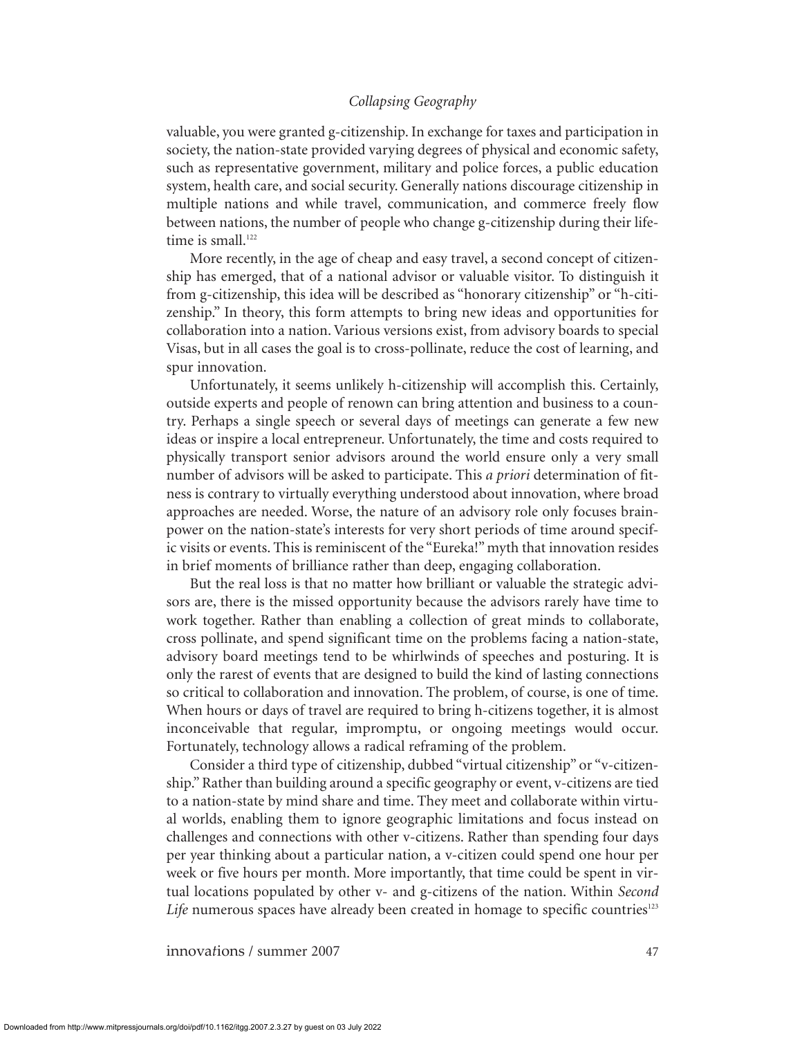valuable, you were granted g-citizenship. In exchange for taxes and participation in society, the nation-state provided varying degrees of physical and economic safety, such as representative government, military and police forces, a public education system, health care, and social security. Generally nations discourage citizenship in multiple nations and while travel, communication, and commerce freely flow between nations, the number of people who change g-citizenship during their lifetime is small.[122]

More recently, in the age of cheap and easy travel, a second concept of citizenship has emerged, that of a national advisor or valuable visitor. To distinguish it from g-citizenship, this idea will be described as "honorary citizenship" or "h-citizenship." In theory, this form attempts to bring new ideas and opportunities for collaboration into a nation. Various versions exist, from advisory boards to special Visas, but in all cases the goal is to cross-pollinate, reduce the cost of learning, and spur innovation.

Unfortunately, it seems unlikely h-citizenship will accomplish this. Certainly, outside experts and people of renown can bring attention and business to a country. Perhaps a single speech or several days of meetings can generate a few new ideas or inspire a local entrepreneur. Unfortunately, the time and costs required to physically transport senior advisors around the world ensure only a very small number of advisors will be asked to participate. This *a priori* determination of fitness is contrary to virtually everything understood about innovation, where broad approaches are needed. Worse, the nature of an advisory role only focuses brainpower on the nation-state's interests for very short periods of time around specific visits or events. This is reminiscent of the "Eureka!" myth that innovation resides in brief moments of brilliance rather than deep, engaging collaboration.

But the real loss is that no matter how brilliant or valuable the strategic advisors are, there is the missed opportunity because the advisors rarely have time to work together. Rather than enabling a collection of great minds to collaborate, cross pollinate, and spend significant time on the problems facing a nation-state, advisory board meetings tend to be whirlwinds of speeches and posturing. It is only the rarest of events that are designed to build the kind of lasting connections so critical to collaboration and innovation. The problem, of course, is one of time. When hours or days of travel are required to bring h-citizens together, it is almost inconceivable that regular, impromptu, or ongoing meetings would occur. Fortunately, technology allows a radical reframing of the problem.

Consider a third type of citizenship, dubbed "virtual citizenship" or "v-citizenship." Rather than building around a specific geography or event, v-citizens are tied to a nation-state by mind share and time. They meet and collaborate within virtual worlds, enabling them to ignore geographic limitations and focus instead on challenges and connections with other v-citizens. Rather than spending four days per year thinking about a particular nation, a v-citizen could spend one hour per week or five hours per month. More importantly, that time could be spent in virtual locations populated by other v- and g-citizens of the nation. Within *Second Life* numerous spaces have already been created in homage to specific countries[123]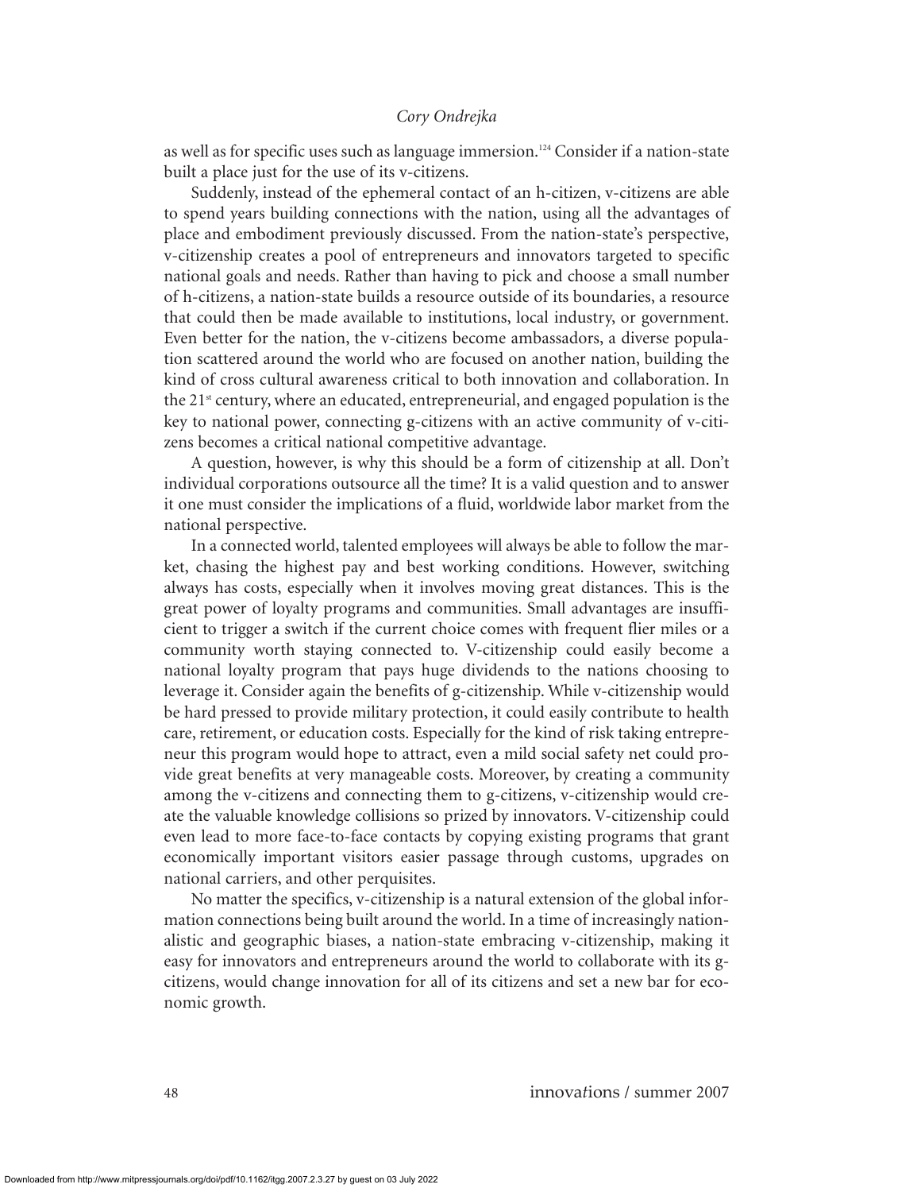as well as for specific uses such as language immersion.[124] Consider if a nation-state built a place just for the use of its v-citizens.

Suddenly, instead of the ephemeral contact of an h-citizen, v-citizens are able to spend years building connections with the nation, using all the advantages of place and embodiment previously discussed. From the nation-state's perspective, v-citizenship creates a pool of entrepreneurs and innovators targeted to specific national goals and needs. Rather than having to pick and choose a small number of h-citizens, a nation-state builds a resource outside of its boundaries, a resource that could then be made available to institutions, local industry, or government. Even better for the nation, the v-citizens become ambassadors, a diverse population scattered around the world who are focused on another nation, building the kind of cross cultural awareness critical to both innovation and collaboration. In the 21st century, where an educated, entrepreneurial, and engaged population is the key to national power, connecting g-citizens with an active community of v-citizens becomes a critical national competitive advantage.

A question, however, is why this should be a form of citizenship at all. Don't individual corporations outsource all the time? It is a valid question and to answer it one must consider the implications of a fluid, worldwide labor market from the national perspective.

In a connected world, talented employees will always be able to follow the market, chasing the highest pay and best working conditions. However, switching always has costs, especially when it involves moving great distances. This is the great power of loyalty programs and communities. Small advantages are insufficient to trigger a switch if the current choice comes with frequent flier miles or a community worth staying connected to. V-citizenship could easily become a national loyalty program that pays huge dividends to the nations choosing to leverage it. Consider again the benefits of g-citizenship. While v-citizenship would be hard pressed to provide military protection, it could easily contribute to health care, retirement, or education costs. Especially for the kind of risk taking entrepreneur this program would hope to attract, even a mild social safety net could provide great benefits at very manageable costs. Moreover, by creating a community among the v-citizens and connecting them to g-citizens, v-citizenship would create the valuable knowledge collisions so prized by innovators. V-citizenship could even lead to more face-to-face contacts by copying existing programs that grant economically important visitors easier passage through customs, upgrades on national carriers, and other perquisites.

No matter the specifics, v-citizenship is a natural extension of the global information connections being built around the world. In a time of increasingly nationalistic and geographic biases, a nation-state embracing v-citizenship, making it easy for innovators and entrepreneurs around the world to collaborate with its g-citizens, would change innovation for all of its citizens and set a new bar for economic growth.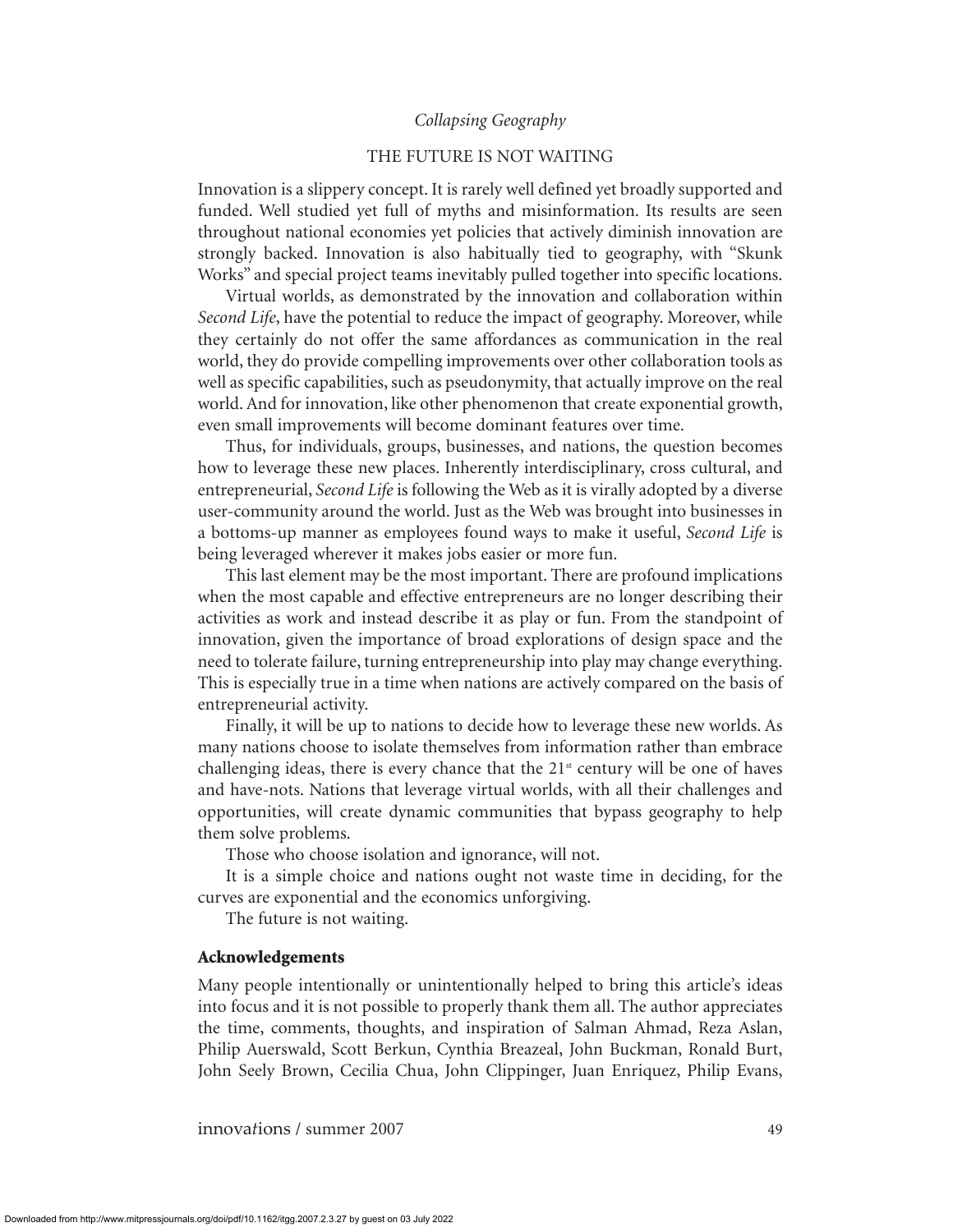## THE FUTURE IS NOT WAITING

Innovation is a slippery concept. It is rarely well defined yet broadly supported and funded. Well studied yet full of myths and misinformation. Its results are seen throughout national economies yet policies that actively diminish innovation are strongly backed. Innovation is also habitually tied to geography, with "Skunk Works" and special project teams inevitably pulled together into specific locations.

Virtual worlds, as demonstrated by the innovation and collaboration within *Second Life*, have the potential to reduce the impact of geography. Moreover, while they certainly do not offer the same affordances as communication in the real world, they do provide compelling improvements over other collaboration tools as well as specific capabilities, such as pseudonymity, that actually improve on the real world. And for innovation, like other phenomenon that create exponential growth, even small improvements will become dominant features over time.

Thus, for individuals, groups, businesses, and nations, the question becomes how to leverage these new places. Inherently interdisciplinary, cross cultural, and entrepreneurial, *Second Life* is following the Web as it is virally adopted by a diverse user-community around the world. Just as the Web was brought into businesses in a bottoms-up manner as employees found ways to make it useful, *Second Life* is being leveraged wherever it makes jobs easier or more fun.

This last element may be the most important. There are profound implications when the most capable and effective entrepreneurs are no longer describing their activities as work and instead describe it as play or fun. From the standpoint of innovation, given the importance of broad explorations of design space and the need to tolerate failure, turning entrepreneurship into play may change everything. This is especially true in a time when nations are actively compared on the basis of entrepreneurial activity.

Finally, it will be up to nations to decide how to leverage these new worlds. As many nations choose to isolate themselves from information rather than embrace challenging ideas, there is every chance that the 21st century will be one of haves and have-nots. Nations that leverage virtual worlds, with all their challenges and opportunities, will create dynamic communities that bypass geography to help them solve problems.

Those who choose isolation and ignorance, will not.

It is a simple choice and nations ought not waste time in deciding, for the curves are exponential and the economics unforgiving.

The future is not waiting.

### Acknowledgements

Many people intentionally or unintentionally helped to bring this article's ideas into focus and it is not possible to properly thank them all. The author appreciates the time, comments, thoughts, and inspiration of Salman Ahmad, Reza Aslan, Philip Auerswald, Scott Berkun, Cynthia Breazeal, John Buckman, Ronald Burt, John Seely Brown, Cecilia Chua, John Clippinger, Juan Enriquez, Philip Evans,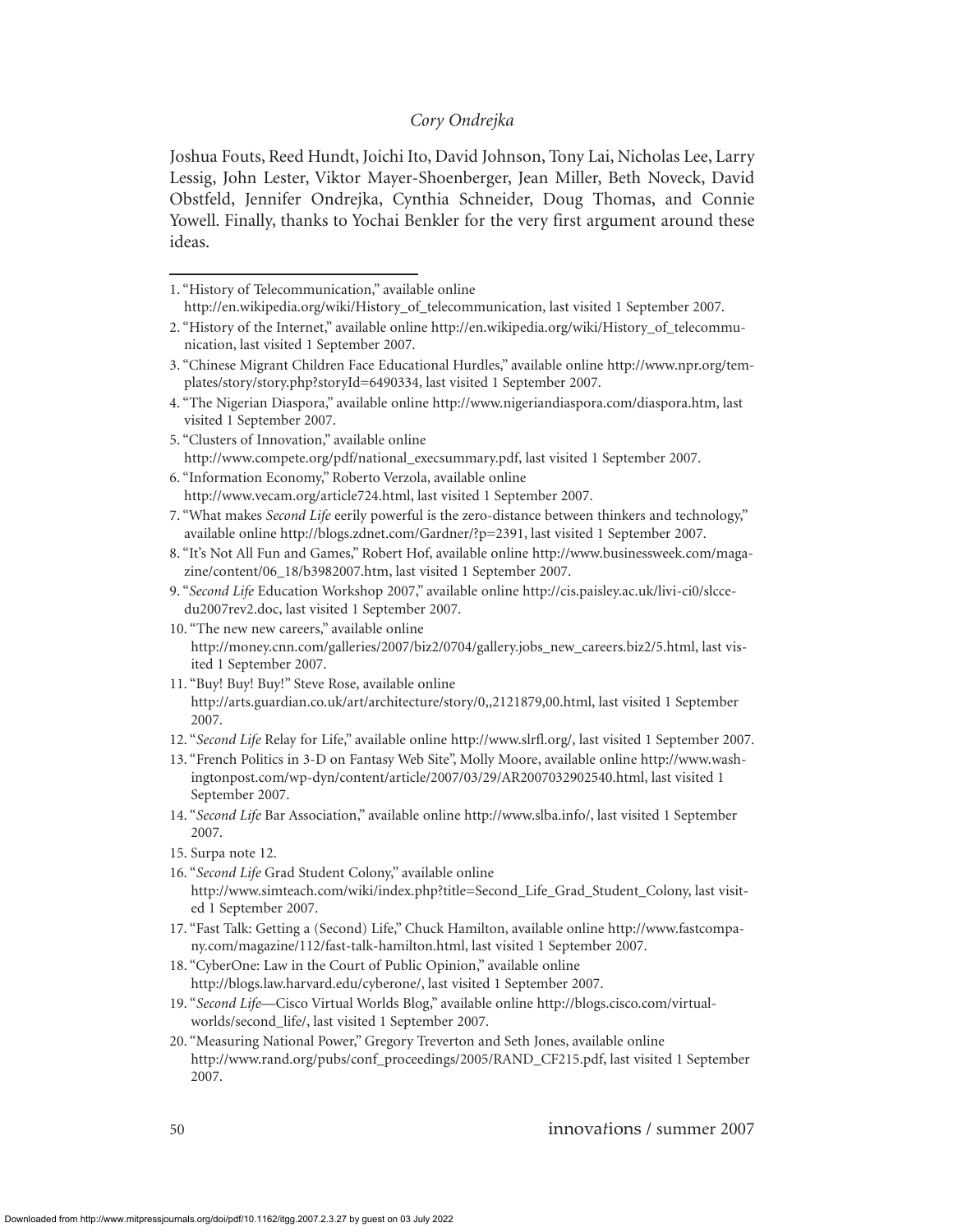Joshua Fouts, Reed Hundt, Joichi Ito, David Johnson, Tony Lai, Nicholas Lee, Larry Lessig, John Lester, Viktor Mayer-Shoenberger, Jean Miller, Beth Noveck, David Obstfeld, Jennifer Ondrejka, Cynthia Schneider, Doug Thomas, and Connie Yowell. Finally, thanks to Yochai Benkler for the very first argument around these ideas.

---

1. "History of Telecommunication," available online http://en.wikipedia.org/wiki/History_of_telecommunication, last visited 1 September 2007.
2. "History of the Internet," available online http://en.wikipedia.org/wiki/History_of_telecommunication, last visited 1 September 2007.
3. "Chinese Migrant Children Face Educational Hurdles," available online http://www.npr.org/templates/story/story.php?storyId=6490334, last visited 1 September 2007.
4. "The Nigerian Diaspora," available online http://www.nigeriandiaspora.com/diaspora.htm, last visited 1 September 2007.
5. "Clusters of Innovation," available online http://www.compete.org/pdf/national_execsummary.pdf, last visited 1 September 2007.
6. "Information Economy," Roberto Verzola, available online http://www.vecam.org/article724.html, last visited 1 September 2007.
7. "What makes *Second Life* eerily powerful is the zero-distance between thinkers and technology," available online http://blogs.zdnet.com/Gardner/?p=2391, last visited 1 September 2007.
8. "It's Not All Fun and Games," Robert Hof, available online http://www.businessweek.com/magazine/content/06_18/b3982007.htm, last visited 1 September 2007.
9. "*Second Life* Education Workshop 2007," available online http://cis.paisley.ac.uk/livi-ci0/slccedu2007rev2.doc, last visited 1 September 2007.
10. "The new new careers," available online http://money.cnn.com/galleries/2007/biz2/0704/gallery.jobs_new_careers.biz2/5.html, last visited 1 September 2007.
11. "Buy! Buy! Buy!" Steve Rose, available online http://arts.guardian.co.uk/art/architecture/story/0,,2121879,00.html, last visited 1 September 2007.
12. "*Second Life* Relay for Life," available online http://www.slrfl.org/, last visited 1 September 2007.
13. "French Politics in 3-D on Fantasy Web Site", Molly Moore, available online http://www.washingtonpost.com/wp-dyn/content/article/2007/03/29/AR2007032902540.html, last visited 1 September 2007.
14. "*Second Life* Bar Association," available online http://www.slba.info/, last visited 1 September 2007.
15. Surpa note 12.
16. "*Second Life* Grad Student Colony," available online http://www.simteach.com/wiki/index.php?title=Second_Life_Grad_Student_Colony, last visited 1 September 2007.
17. "Fast Talk: Getting a (Second) Life," Chuck Hamilton, available online http://www.fastcompany.com/magazine/112/fast-talk-hamilton.html, last visited 1 September 2007.
18. "CyberOne: Law in the Court of Public Opinion," available online http://blogs.law.harvard.edu/cyberone/, last visited 1 September 2007.
19. "*Second Life*—Cisco Virtual Worlds Blog," available online http://blogs.cisco.com/virtualworlds/second_life/, last visited 1 September 2007.
20. "Measuring National Power," Gregory Treverton and Seth Jones, available online http://www.rand.org/pubs/conf_proceedings/2005/RAND_CF215.pdf, last visited 1 September 2007.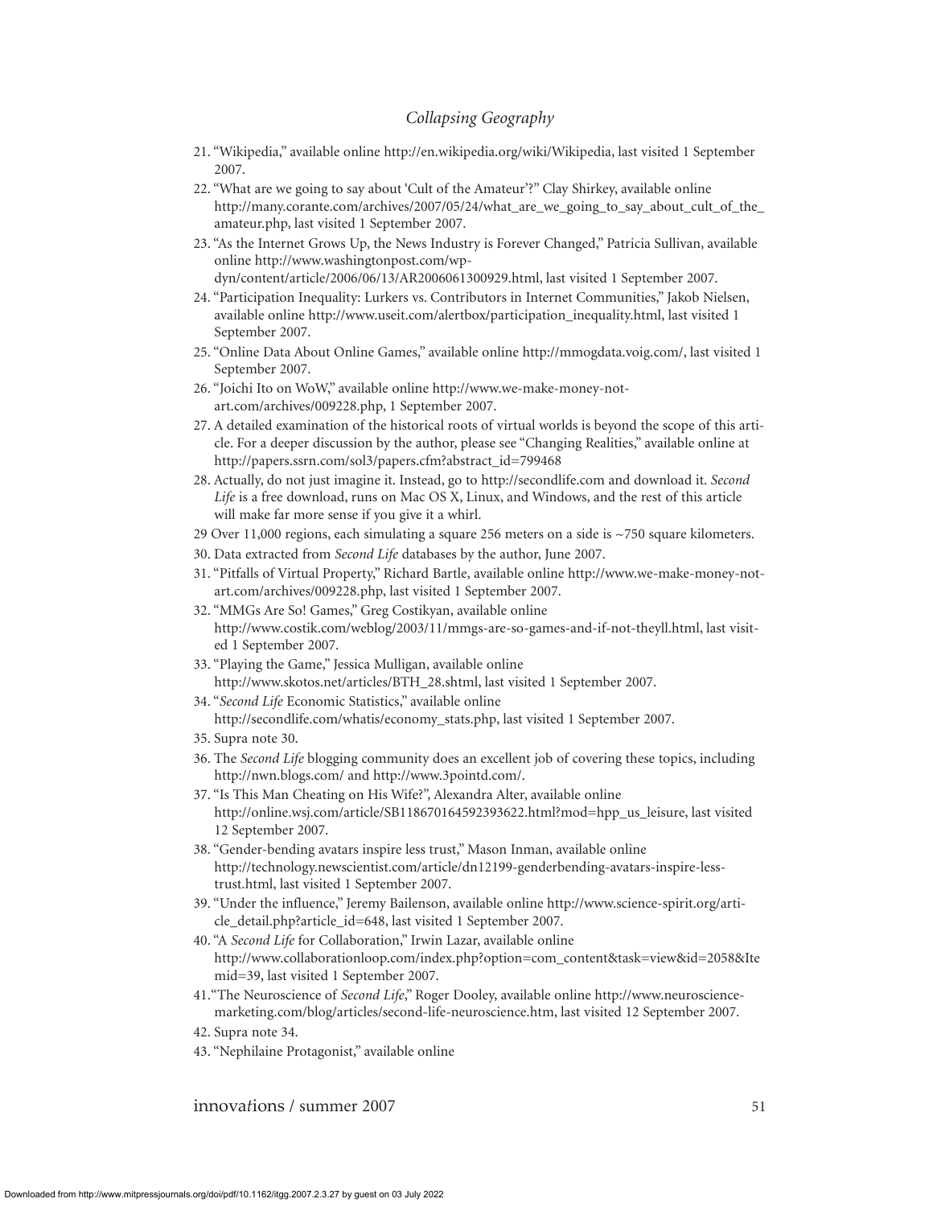21. "Wikipedia," available online http://en.wikipedia.org/wiki/Wikipedia, last visited 1 September 2007.
22. "What are we going to say about 'Cult of the Amateur'?" Clay Shirkey, available online http://many.corante.com/archives/2007/05/24/what_are_we_going_to_say_about_cult_of_the_amateur.php, last visited 1 September 2007.
23. "As the Internet Grows Up, the News Industry is Forever Changed," Patricia Sullivan, available online http://www.washingtonpost.com/wp-dyn/content/article/2006/06/13/AR2006061300929.html, last visited 1 September 2007.
24. "Participation Inequality: Lurkers vs. Contributors in Internet Communities," Jakob Nielsen, available online http://www.useit.com/alertbox/participation_inequality.html, last visited 1 September 2007.
25. "Online Data About Online Games," available online http://mmogdata.voig.com/, last visited 1 September 2007.
26. "Joichi Ito on WoW," available online http://www.we-make-money-not-art.com/archives/009228.php, 1 September 2007.
27. A detailed examination of the historical roots of virtual worlds is beyond the scope of this article. For a deeper discussion by the author, please see "Changing Realities," available online at http://papers.ssrn.com/sol3/papers.cfm?abstract_id=799468
28. Actually, do not just imagine it. Instead, go to http://secondlife.com and download it. *Second Life* is a free download, runs on Mac OS X, Linux, and Windows, and the rest of this article will make far more sense if you give it a whirl.
29 Over 11,000 regions, each simulating a square 256 meters on a side is ~750 square kilometers.
30. Data extracted from *Second Life* databases by the author, June 2007.
31. "Pitfalls of Virtual Property," Richard Bartle, available online http://www.we-make-money-not-art.com/archives/009228.php, last visited 1 September 2007.
32. "MMGs Are So! Games," Greg Costikyan, available online http://www.costik.com/weblog/2003/11/mmgs-are-so-games-and-if-not-theyll.html, last visited 1 September 2007.
33. "Playing the Game," Jessica Mulligan, available online http://www.skotos.net/articles/BTH_28.shtml, last visited 1 September 2007.
34. "*Second Life* Economic Statistics," available online http://secondlife.com/whatis/economy_stats.php, last visited 1 September 2007.
35. Supra note 30.
36. The *Second Life* blogging community does an excellent job of covering these topics, including http://nwn.blogs.com/ and http://www.3pointd.com/.
37. "Is This Man Cheating on His Wife?", Alexandra Alter, available online http://online.wsj.com/article/SB118670164592393622.html?mod=hpp_us_leisure, last visited 12 September 2007.
38. "Gender-bending avatars inspire less trust," Mason Inman, available online http://technology.newscientist.com/article/dn12199-genderbending-avatars-inspire-less-trust.html, last visited 1 September 2007.
39. "Under the influence," Jeremy Bailenson, available online http://www.science-spirit.org/article_detail.php?article_id=648, last visited 1 September 2007.
40. "A *Second Life* for Collaboration," Irwin Lazar, available online http://www.collaborationloop.com/index.php?option=com_content&task=view&id=2058&Itemid=39, last visited 1 September 2007.
41. "The Neuroscience of *Second Life*," Roger Dooley, available online http://www.neuroscience-marketing.com/blog/articles/second-life-neuroscience.htm, last visited 12 September 2007.
42. Supra note 34.
43. "Nephilaine Protagonist," available online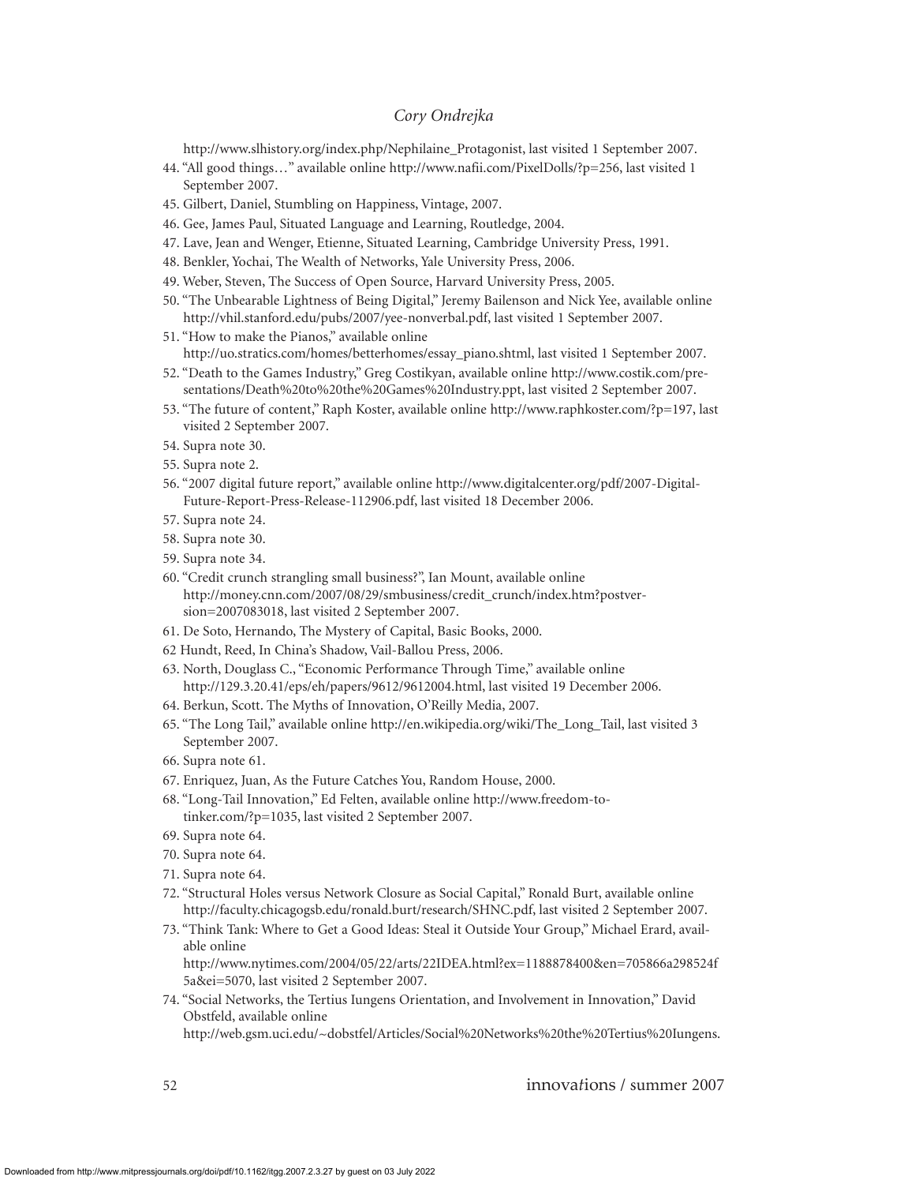http://www.slhistory.org/index.php/Nephilaine_Protagonist, last visited 1 September 2007.

44. "All good things…" available online http://www.nafii.com/PixelDolls/?p=256, last visited 1 September 2007.
45. Gilbert, Daniel, Stumbling on Happiness, Vintage, 2007.
46. Gee, James Paul, Situated Language and Learning, Routledge, 2004.
47. Lave, Jean and Wenger, Etienne, Situated Learning, Cambridge University Press, 1991.
48. Benkler, Yochai, The Wealth of Networks, Yale University Press, 2006.
49. Weber, Steven, The Success of Open Source, Harvard University Press, 2005.
50. "The Unbearable Lightness of Being Digital," Jeremy Bailenson and Nick Yee, available online http://vhil.stanford.edu/pubs/2007/yee-nonverbal.pdf, last visited 1 September 2007.
51. "How to make the Pianos," available online http://uo.stratics.com/homes/betterhomes/essay_piano.shtml, last visited 1 September 2007.
52. "Death to the Games Industry," Greg Costikyan, available online http://www.costik.com/presentations/Death%20to%20the%20Games%20Industry.ppt, last visited 2 September 2007.
53. "The future of content," Raph Koster, available online http://www.raphkoster.com/?p=197, last visited 2 September 2007.
54. Supra note 30.
55. Supra note 2.
56. "2007 digital future report," available online http://www.digitalcenter.org/pdf/2007-Digital-Future-Report-Press-Release-112906.pdf, last visited 18 December 2006.
57. Supra note 24.
58. Supra note 30.
59. Supra note 34.
60. "Credit crunch strangling small business?", Ian Mount, available online http://money.cnn.com/2007/08/29/smbusiness/credit_crunch/index.htm?postversion=2007083018, last visited 2 September 2007.
61. De Soto, Hernando, The Mystery of Capital, Basic Books, 2000.
62 Hundt, Reed, In China's Shadow, Vail-Ballou Press, 2006.
63. North, Douglass C., "Economic Performance Through Time," available online http://129.3.20.41/eps/eh/papers/9612/9612004.html, last visited 19 December 2006.
64. Berkun, Scott. The Myths of Innovation, O'Reilly Media, 2007.
65. "The Long Tail," available online http://en.wikipedia.org/wiki/The_Long_Tail, last visited 3 September 2007.
66. Supra note 61.
67. Enriquez, Juan, As the Future Catches You, Random House, 2000.
68. "Long-Tail Innovation," Ed Felten, available online http://www.freedom-to-tinker.com/?p=1035, last visited 2 September 2007.
69. Supra note 64.
70. Supra note 64.
71. Supra note 64.
72. "Structural Holes versus Network Closure as Social Capital," Ronald Burt, available online http://faculty.chicagogsb.edu/ronald.burt/research/SHNC.pdf, last visited 2 September 2007.
73. "Think Tank: Where to Get a Good Ideas: Steal it Outside Your Group," Michael Erard, available online http://www.nytimes.com/2004/05/22/arts/22IDEA.html?ex=1188878400&en=705866a298524f5a&ei=5070, last visited 2 September 2007.
74. "Social Networks, the Tertius Iungens Orientation, and Involvement in Innovation," David Obstfeld, available online http://web.gsm.uci.edu/~dobstfel/Articles/Social%20Networks%20the%20Tertius%20Iungens.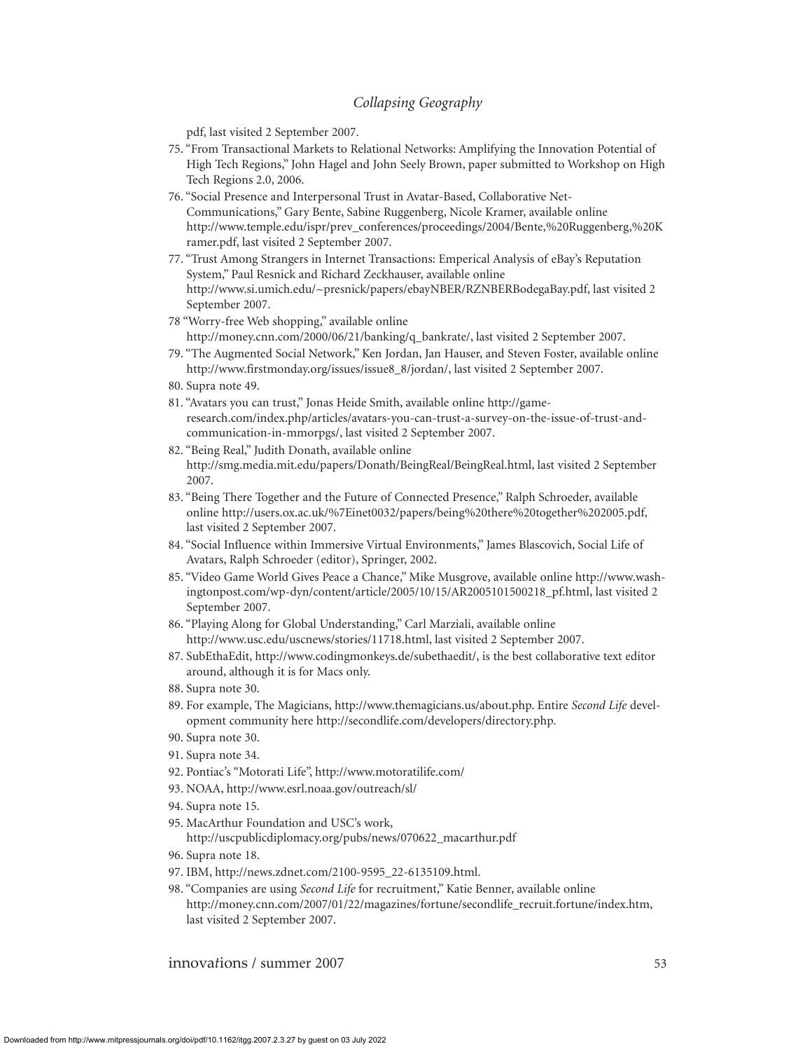pdf, last visited 2 September 2007.

75. "From Transactional Markets to Relational Networks: Amplifying the Innovation Potential of High Tech Regions," John Hagel and John Seely Brown, paper submitted to Workshop on High Tech Regions 2.0, 2006.
76. "Social Presence and Interpersonal Trust in Avatar-Based, Collaborative Net-Communications," Gary Bente, Sabine Ruggenberg, Nicole Kramer, available online http://www.temple.edu/ispr/prev_conferences/proceedings/2004/Bente,%20Ruggenberg,%20Kramer.pdf, last visited 2 September 2007.
77. "Trust Among Strangers in Internet Transactions: Emperical Analysis of eBay's Reputation System," Paul Resnick and Richard Zeckhauser, available online http://www.si.umich.edu/~presnick/papers/ebayNBER/RZNBERBodegaBay.pdf, last visited 2 September 2007.
78 "Worry-free Web shopping," available online http://money.cnn.com/2000/06/21/banking/q_bankrate/, last visited 2 September 2007.
79. "The Augmented Social Network," Ken Jordan, Jan Hauser, and Steven Foster, available online http://www.firstmonday.org/issues/issue8_8/jordan/, last visited 2 September 2007.
80. Supra note 49.
81. "Avatars you can trust," Jonas Heide Smith, available online http://game-research.com/index.php/articles/avatars-you-can-trust-a-survey-on-the-issue-of-trust-and-communication-in-mmorpgs/, last visited 2 September 2007.
82. "Being Real," Judith Donath, available online http://smg.media.mit.edu/papers/Donath/BeingReal/BeingReal.html, last visited 2 September 2007.
83. "Being There Together and the Future of Connected Presence," Ralph Schroeder, available online http://users.ox.ac.uk/%7Einet0032/papers/being%20there%20together%202005.pdf, last visited 2 September 2007.
84. "Social Influence within Immersive Virtual Environments," James Blascovich, Social Life of Avatars, Ralph Schroeder (editor), Springer, 2002.
85. "Video Game World Gives Peace a Chance," Mike Musgrove, available online http://www.washingtonpost.com/wp-dyn/content/article/2005/10/15/AR2005101500218_pf.html, last visited 2 September 2007.
86. "Playing Along for Global Understanding," Carl Marziali, available online http://www.usc.edu/uscnews/stories/11718.html, last visited 2 September 2007.
87. SubEthaEdit, http://www.codingmonkeys.de/subethaedit/, is the best collaborative text editor around, although it is for Macs only.
88. Supra note 30.
89. For example, The Magicians, http://www.themagicians.us/about.php. Entire *Second Life* development community here http://secondlife.com/developers/directory.php.
90. Supra note 30.
91. Supra note 34.
92. Pontiac's "Motorati Life", http://www.motoratilife.com/
93. NOAA, http://www.esrl.noaa.gov/outreach/sl/
94. Supra note 15.
95. MacArthur Foundation and USC's work, http://uscpublicdiplomacy.org/pubs/news/070622_macarthur.pdf
96. Supra note 18.
97. IBM, http://news.zdnet.com/2100-9595_22-6135109.html.
98. "Companies are using *Second Life* for recruitment," Katie Benner, available online http://money.cnn.com/2007/01/22/magazines/fortune/secondlife_recruit.fortune/index.htm, last visited 2 September 2007.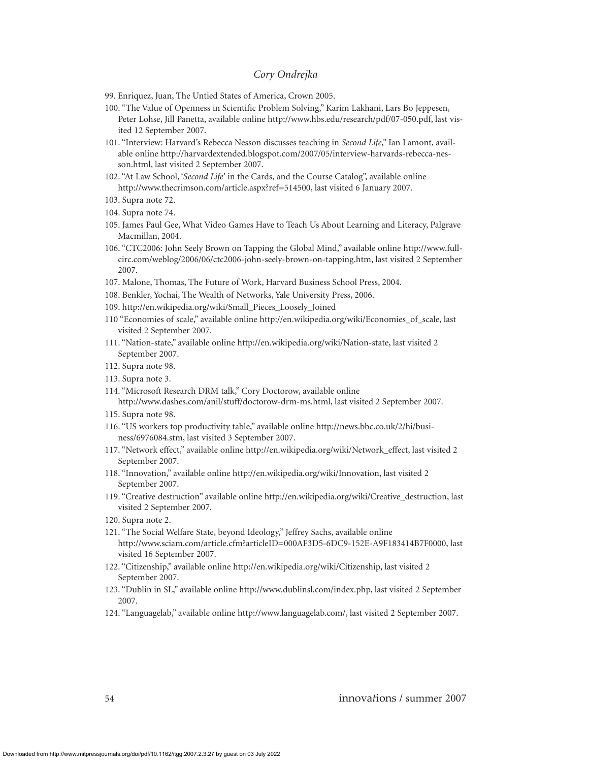99. Enriquez, Juan, The Untied States of America, Crown 2005.
100. "The Value of Openness in Scientific Problem Solving," Karim Lakhani, Lars Bo Jeppesen, Peter Lohse, Jill Panetta, available online http://www.hbs.edu/research/pdf/07-050.pdf, last visited 12 September 2007.
101. "Interview: Harvard's Rebecca Nesson discusses teaching in *Second Life*," Ian Lamont, available online http://harvardextended.blogspot.com/2007/05/interview-harvards-rebecca-nesson.html, last visited 2 September 2007.
102. "At Law School, '*Second Life*' in the Cards, and the Course Catalog", available online http://www.thecrimson.com/article.aspx?ref=514500, last visited 6 January 2007.
103. Supra note 72.
104. Supra note 74.
105. James Paul Gee, What Video Games Have to Teach Us About Learning and Literacy, Palgrave Macmillan, 2004.
106. "CTC2006: John Seely Brown on Tapping the Global Mind," available online http://www.fullcirc.com/weblog/2006/06/ctc2006-john-seely-brown-on-tapping.htm, last visited 2 September 2007.
107. Malone, Thomas, The Future of Work, Harvard Business School Press, 2004.
108. Benkler, Yochai, The Wealth of Networks, Yale University Press, 2006.
109. http://en.wikipedia.org/wiki/Small_Pieces_Loosely_Joined
110 "Economies of scale," available online http://en.wikipedia.org/wiki/Economies_of_scale, last visited 2 September 2007.
111. "Nation-state," available online http://en.wikipedia.org/wiki/Nation-state, last visited 2 September 2007.
112. Supra note 98.
113. Supra note 3.
114. "Microsoft Research DRM talk," Cory Doctorow, available online http://www.dashes.com/anil/stuff/doctorow-drm-ms.html, last visited 2 September 2007.
115. Supra note 98.
116. "US workers top productivity table," available online http://news.bbc.co.uk/2/hi/business/6976084.stm, last visited 3 September 2007.
117. "Network effect," available online http://en.wikipedia.org/wiki/Network_effect, last visited 2 September 2007.
118. "Innovation," available online http://en.wikipedia.org/wiki/Innovation, last visited 2 September 2007.
119. "Creative destruction" available online http://en.wikipedia.org/wiki/Creative_destruction, last visited 2 September 2007.
120. Supra note 2.
121. "The Social Welfare State, beyond Ideology," Jeffrey Sachs, available online http://www.sciam.com/article.cfm?articleID=000AF3D5-6DC9-152E-A9F183414B7F0000, last visited 16 September 2007.
122. "Citizenship," available online http://en.wikipedia.org/wiki/Citizenship, last visited 2 September 2007.
123. "Dublin in SL," available online http://www.dublinsl.com/index.php, last visited 2 September 2007.
124. "Languagelab," available online http://www.languagelab.com/, last visited 2 September 2007.